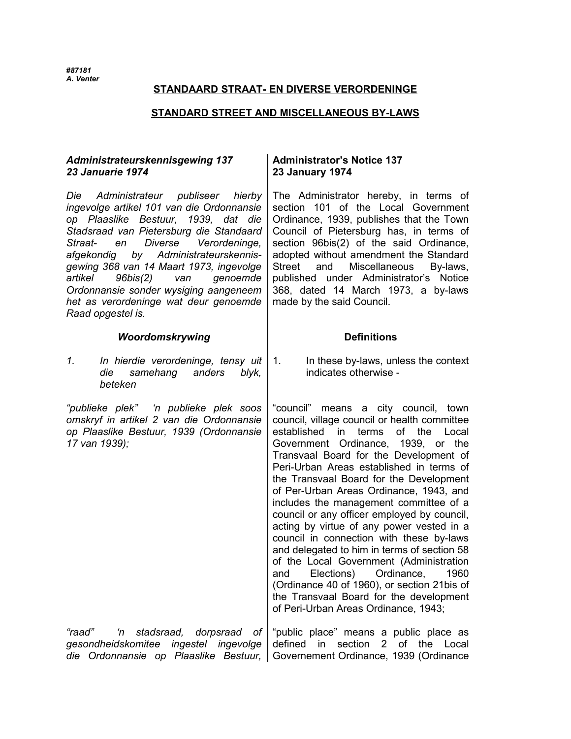*#87181*
*A. Venter*

**STANDAARD STRAAT- EN DIVERSE VERORDENINGE**

**STANDARD STREET AND MISCELLANEOUS BY-LAWS**

***Administrateurskennisgewing 137***
***23 Januarie 1974***

*Die Administrateur publiseer hierby ingevolge artikel 101 van die Ordonnansie op Plaaslike Bestuur, 1939, dat die Stadsraad van Pietersburg die Standaard Straat- en Diverse Verordeninge, afgekondig by Administrateurskennisgewing 368 van 14 Maart 1973, ingevolge artikel 96bis(2) van genoemde Ordonnansie sonder wysiging aangeneem het as verordeninge wat deur genoemde Raad opgestel is.*

**Administrator's Notice 137**
**23 January 1974**

The Administrator hereby, in terms of section 101 of the Local Government Ordinance, 1939, publishes that the Town Council of Pietersburg has, in terms of section 96bis(2) of the said Ordinance, adopted without amendment the Standard Street and Miscellaneous By-laws, published under Administrator's Notice 368, dated 14 March 1973, a by-laws made by the said Council.

***Woordomskrywing***

*1. In hierdie verordeninge, tensy uit die samehang anders blyk, beteken*

*"publieke plek" 'n publieke plek soos omskryf in artikel 2 van die Ordonnansie op Plaaslike Bestuur, 1939 (Ordonnansie 17 van 1939);*

*"raad" 'n stadsraad, dorpsraad of gesondheidskomitee ingestel ingevolge die Ordonnansie op Plaaslike Bestuur,*

**Definitions**

1. In these by-laws, unless the context indicates otherwise -

"council" means a city council, town council, village council or health committee established in terms of the Local Government Ordinance, 1939, or the Transvaal Board for the Development of Peri-Urban Areas established in terms of the Transvaal Board for the Development of Per-Urban Areas Ordinance, 1943, and includes the management committee of a council or any officer employed by council, acting by virtue of any power vested in a council in connection with these by-laws and delegated to him in terms of section 58 of the Local Government (Administration and Elections) Ordinance, 1960 (Ordinance 40 of 1960), or section 21bis of the Transvaal Board for the development of Peri-Urban Areas Ordinance, 1943;

"public place" means a public place as defined in section 2 of the Local Governement Ordinance, 1939 (Ordinance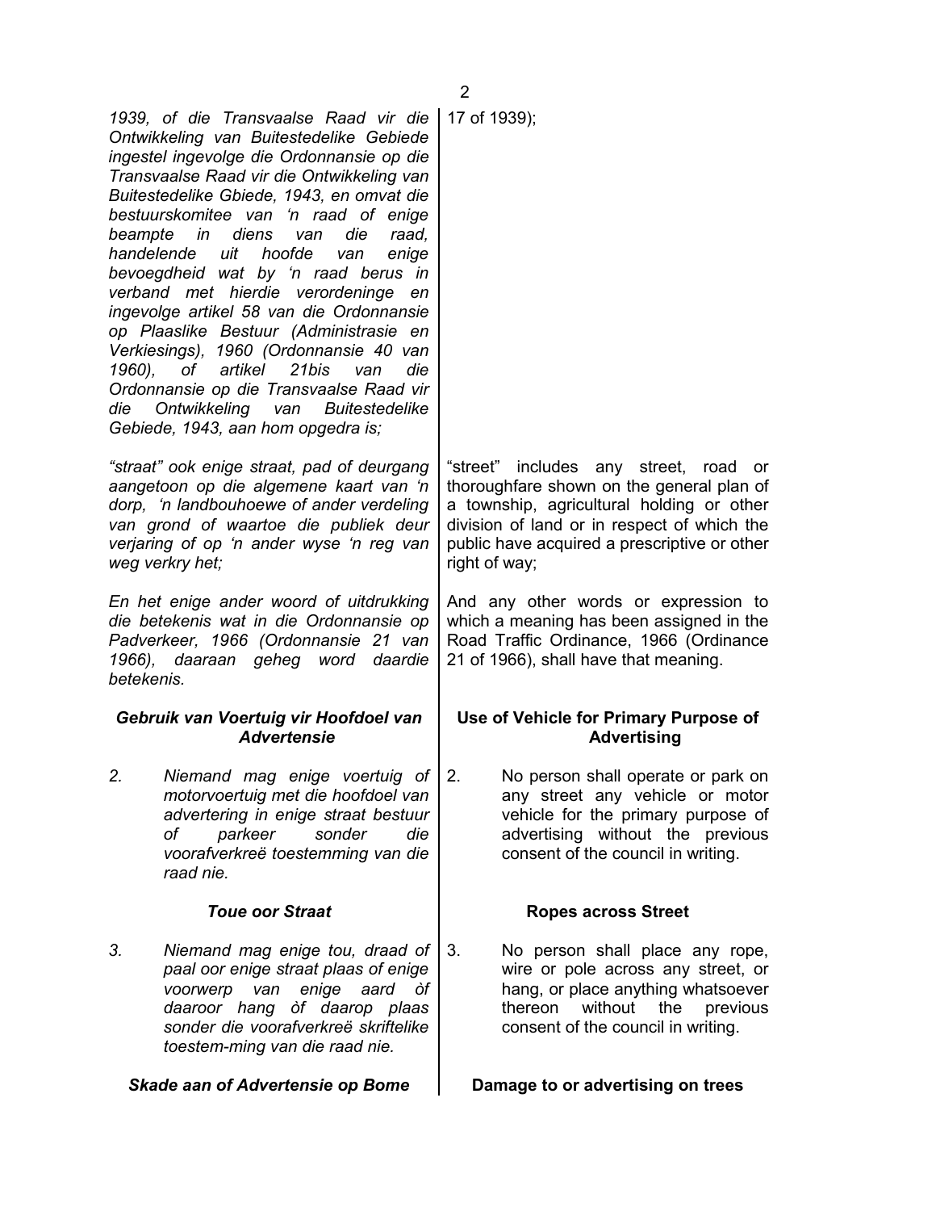*1939, of die Transvaalse Raad vir die Ontwikkeling van Buitestedelike Gebiede ingestel ingevolge die Ordonnansie op die Transvaalse Raad vir die Ontwikkeling van Buitestedelike Gbiede, 1943, en omvat die bestuurskomitee van 'n raad of enige beampte in diens van die raad, handelende uit hoofde van enige bevoegdheid wat by 'n raad berus in verband met hierdie verordeninge en ingevolge artikel 58 van die Ordonnansie op Plaaslike Bestuur (Administrasie en Verkiesings), 1960 (Ordonnansie 40 van 1960), of artikel 21bis van die Ordonnansie op die Transvaalse Raad vir die Ontwikkeling van Buitestedelike Gebiede, 1943, aan hom opgedra is;*

17 of 1939);

*"straat" ook enige straat, pad of deurgang aangetoon op die algemene kaart van 'n dorp, 'n landbouhoewe of ander verdeling van grond of waartoe die publiek deur verjaring of op 'n ander wyse 'n reg van weg verkry het;*

"street" includes any street, road or thoroughfare shown on the general plan of a township, agricultural holding or other division of land or in respect of which the public have acquired a prescriptive or other right of way;

*En het enige ander woord of uitdrukking die betekenis wat in die Ordonnansie op Padverkeer, 1966 (Ordonnansie 21 van 1966), daaraan geheg word daardie betekenis.*

And any other words or expression to which a meaning has been assigned in the Road Traffic Ordinance, 1966 (Ordinance 21 of 1966), shall have that meaning.

### *Gebruik van Voertuig vir Hoofdoel van Advertensie*

*2. Niemand mag enige voertuig of motorvoertuig met die hoofdoel van advertering in enige straat bestuur of parkeer sonder die voorafverkreë toestemming van die raad nie.*

### Use of Vehicle for Primary Purpose of Advertising

2. No person shall operate or park on any street any vehicle or motor vehicle for the primary purpose of advertising without the previous consent of the council in writing.

### *Toue oor Straat*

*3. Niemand mag enige tou, draad of paal oor enige straat plaas of enige voorwerp van enige aard òf daaroor hang òf daarop plaas sonder die voorafverkreë skriftelike toestem-ming van die raad nie.*

### Ropes across Street

3. No person shall place any rope, wire or pole across any street, or hang, or place anything whatsoever thereon without the previous consent of the council in writing.

### *Skade aan of Advertensie op Bome*

### Damage to or advertising on trees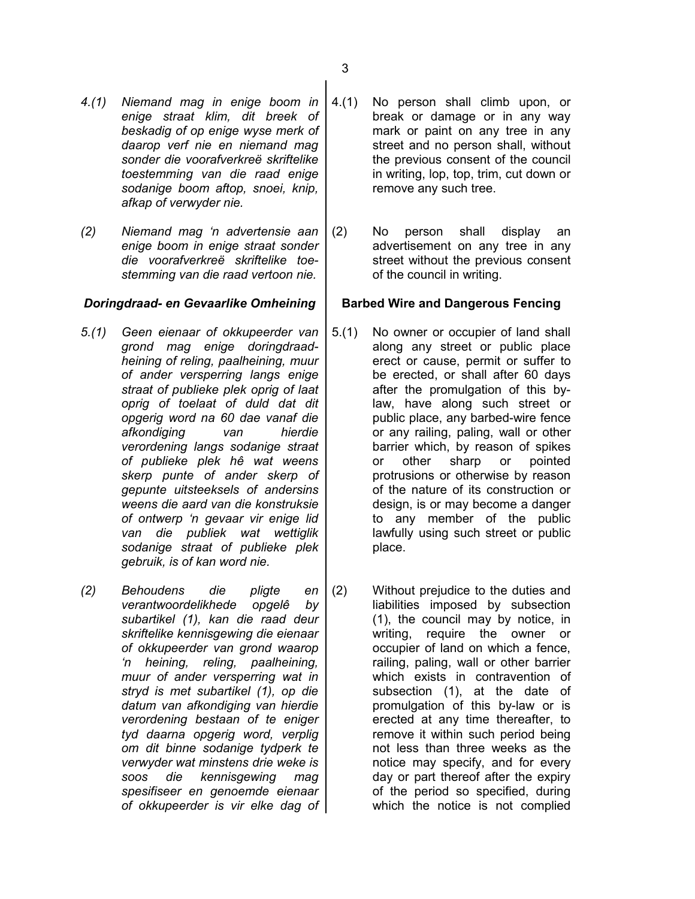*4.(1) Niemand mag in enige boom in enige straat klim, dit breek of beskadig of op enige wyse merk of daarop verf nie en niemand mag sonder die voorafverkreë skriftelike toestemming van die raad enige sodanige boom aftop, snoei, knip, afkap of verwyder nie.*

*(2) Niemand mag 'n advertensie aan enige boom in enige straat sonder die voorafverkreë skriftelike toestemming van die raad vertoon nie.*

***Doringdraad- en Gevaarlike Omheining***

*5.(1) Geen eienaar of okkupeerder van grond mag enige doringdraadheining of reling, paalheining, muur of ander versperring langs enige straat of publieke plek oprig of laat oprig of toelaat of duld dat dit opgerig word na 60 dae vanaf die afkondiging van hierdie verordening langs sodanige straat of publieke plek hê wat weens skerp punte of ander skerp of gepunte uitsteeksels of andersins weens die aard van die konstruksie of ontwerp 'n gevaar vir enige lid van die publiek wat wettiglik sodanige straat of publieke plek gebruik, is of kan word nie.*

*(2) Behoudens die pligte en verantwoordelikhede opgelê by subartikel (1), kan die raad deur skriftelike kennisgewing die eienaar of okkupeerder van grond waarop 'n heining, reling, paalheining, muur of ander versperring wat in stryd is met subartikel (1), op die datum van afkondiging van hierdie verordening bestaan of te eniger tyd daarna opgerig word, verplig om dit binne sodanige tydperk te verwyder wat minstens drie weke is soos die kennisgewing mag spesifiseer en genoemde eienaar of okkupeerder is vir elke dag of*

4.(1) No person shall climb upon, or break or damage or in any way mark or paint on any tree in any street and no person shall, without the previous consent of the council in writing, lop, top, trim, cut down or remove any such tree.

(2) No person shall display an advertisement on any tree in any street without the previous consent of the council in writing.

**Barbed Wire and Dangerous Fencing**

5.(1) No owner or occupier of land shall along any street or public place erect or cause, permit or suffer to be erected, or shall after 60 days after the promulgation of this by-law, have along such street or public place, any barbed-wire fence or any railing, paling, wall or other barrier which, by reason of spikes or other sharp or pointed protrusions or otherwise by reason of the nature of its construction or design, is or may become a danger to any member of the public lawfully using such street or public place.

(2) Without prejudice to the duties and liabilities imposed by subsection (1), the council may by notice, in writing, require the owner or occupier of land on which a fence, railing, paling, wall or other barrier which exists in contravention of subsection (1), at the date of promulgation of this by-law or is erected at any time thereafter, to remove it within such period being not less than three weeks as the notice may specify, and for every day or part thereof after the expiry of the period so specified, during which the notice is not complied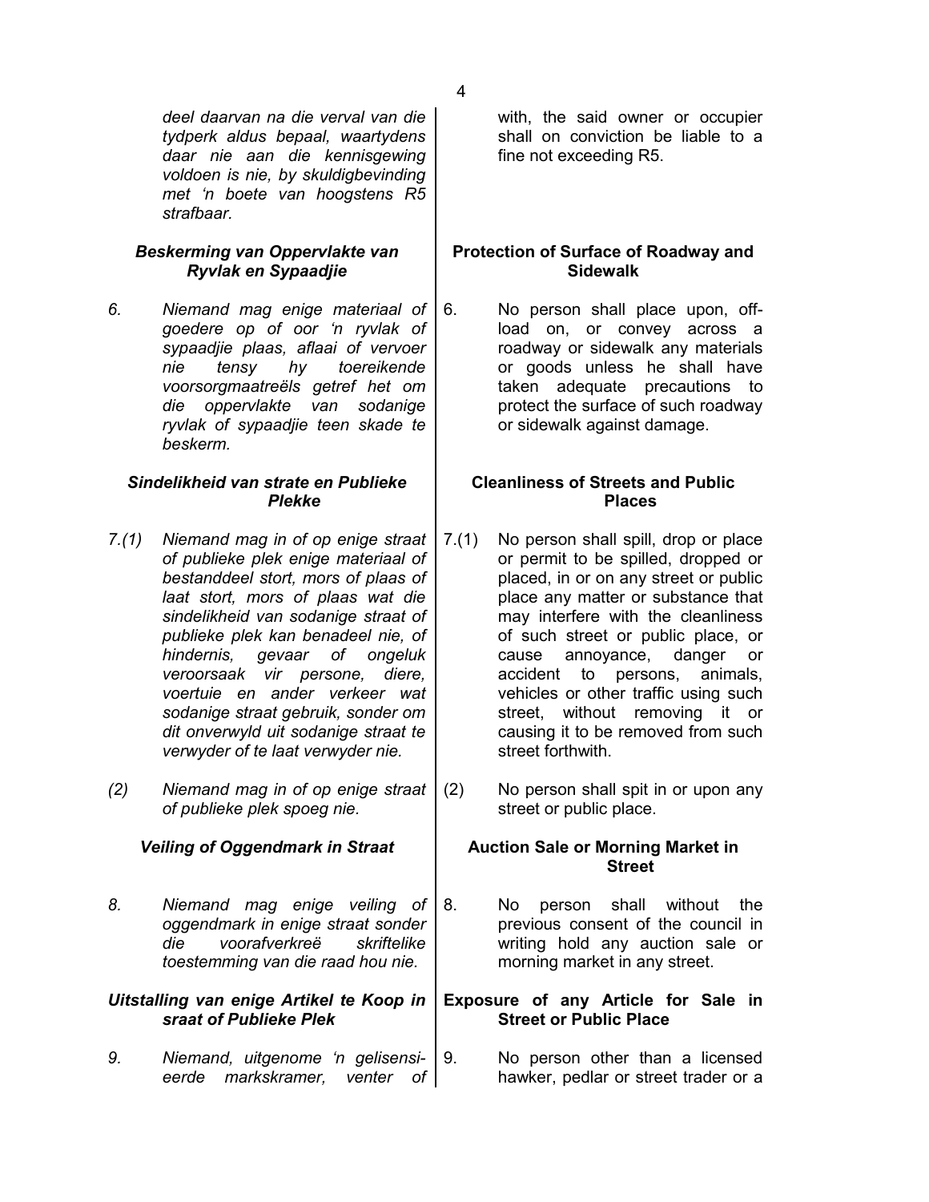*deel daarvan na die verval van die tydperk aldus bepaal, waartydens daar nie aan die kennisgewing voldoen is nie, by skuldigbevinding met 'n boete van hoogstens R5 strafbaar.*

with, the said owner or occupier shall on conviction be liable to a fine not exceeding R5.

### *Beskerming van Oppervlakte van Ryvlak en Sypaadjie*

*6. Niemand mag enige materiaal of goedere op of oor 'n ryvlak of sypaadjie plaas, aflaai of vervoer nie tensy hy toereikende voorsorgmaatreëls getref het om die oppervlakte van sodanige ryvlak of sypaadjie teen skade te beskerm.*

### Protection of Surface of Roadway and Sidewalk

6. No person shall place upon, off-load on, or convey across a roadway or sidewalk any materials or goods unless he shall have taken adequate precautions to protect the surface of such roadway or sidewalk against damage.

### *Sindelikheid van strate en Publieke Plekke*

*7.(1) Niemand mag in of op enige straat of publieke plek enige materiaal of bestanddeel stort, mors of plaas of laat stort, mors of plaas wat die sindelikheid van sodanige straat of publieke plek kan benadeel nie, of hindernis, gevaar of ongeluk veroorsaak vir persone, diere, voertuie en ander verkeer wat sodanige straat gebruik, sonder om dit onverwyld uit sodanige straat te verwyder of te laat verwyder nie.*

*(2) Niemand mag in of op enige straat of publieke plek spoeg nie.*

### Cleanliness of Streets and Public Places

7.(1) No person shall spill, drop or place or permit to be spilled, dropped or placed, in or on any street or public place any matter or substance that may interfere with the cleanliness of such street or public place, or cause annoyance, danger or accident to persons, animals, vehicles or other traffic using such street, without removing it or causing it to be removed from such street forthwith.

(2) No person shall spit in or upon any street or public place.

### *Veiling of Oggendmark in Straat*

*8. Niemand mag enige veiling of oggendmark in enige straat sonder die voorafverkreë skriftelike toestemming van die raad hou nie.*

### Auction Sale or Morning Market in Street

8. No person shall without the previous consent of the council in writing hold any auction sale or morning market in any street.

### *Uitstalling van enige Artikel te Koop in sraat of Publieke Plek*

*9. Niemand, uitgenome 'n gelisensieerde markskramer, venter of*

### Exposure of any Article for Sale in Street or Public Place

9. No person other than a licensed hawker, pedlar or street trader or a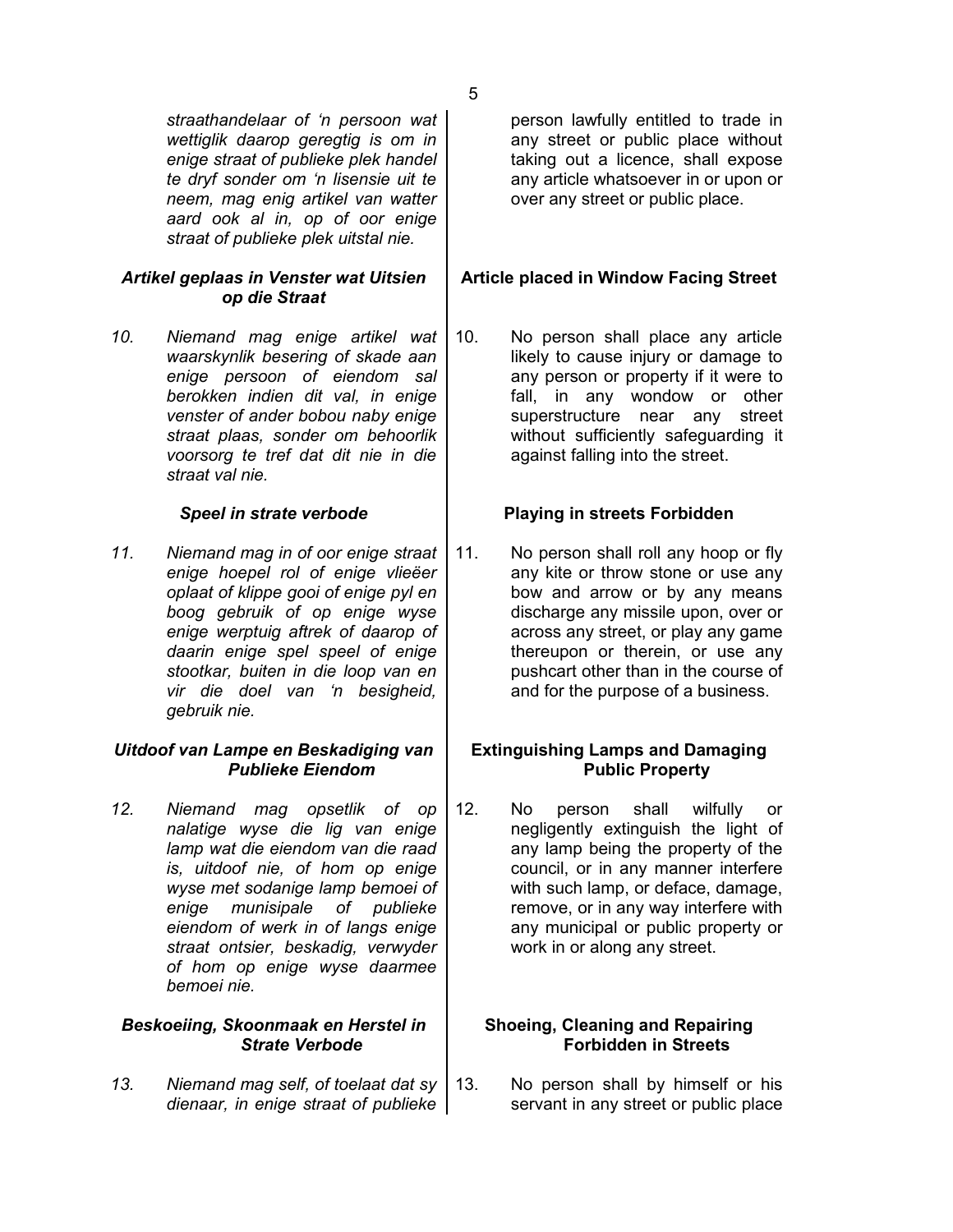*straathandelaar of 'n persoon wat wettiglik daarop geregtig is om in enige straat of publieke plek handel te dryf sonder om 'n lisensie uit te neem, mag enig artikel van watter aard ook al in, op of oor enige straat of publieke plek uitstal nie.*

person lawfully entitled to trade in any street or public place without taking out a licence, shall expose any article whatsoever in or upon or over any street or public place.

### *Artikel geplaas in Venster wat Uitsien op die Straat*

*10. Niemand mag enige artikel wat waarskynlik besering of skade aan enige persoon of eiendom sal berokken indien dit val, in enige venster of ander bobou naby enige straat plaas, sonder om behoorlik voorsorg te tref dat dit nie in die straat val nie.*

### Article placed in Window Facing Street

10. No person shall place any article likely to cause injury or damage to any person or property if it were to fall, in any wondow or other superstructure near any street without sufficiently safeguarding it against falling into the street.

### *Speel in strate verbode*

*11. Niemand mag in of oor enige straat enige hoepel rol of enige vlieëer oplaat of klippe gooi of enige pyl en boog gebruik of op enige wyse enige werptuig aftrek of daarop of daarin enige spel speel of enige stootkar, buiten in die loop van en vir die doel van 'n besigheid, gebruik nie.*

### Playing in streets Forbidden

11. No person shall roll any hoop or fly any kite or throw stone or use any bow and arrow or by any means discharge any missile upon, over or across any street, or play any game thereupon or therein, or use any pushcart other than in the course of and for the purpose of a business.

### *Uitdoof van Lampe en Beskadiging van Publieke Eiendom*

*12. Niemand mag opsetlik of op nalatige wyse die lig van enige lamp wat die eiendom van die raad is, uitdoof nie, of hom op enige wyse met sodanige lamp bemoei of enige munisipale of publieke eiendom of werk in of langs enige straat ontsier, beskadig, verwyder of hom op enige wyse daarmee bemoei nie.*

### Extinguishing Lamps and Damaging Public Property

12. No person shall wilfully or negligently extinguish the light of any lamp being the property of the council, or in any manner interfere with such lamp, or deface, damage, remove, or in any way interfere with any municipal or public property or work in or along any street.

### *Beskoeiing, Skoonmaak en Herstel in Strate Verbode*

*13. Niemand mag self, of toelaat dat sy dienaar, in enige straat of publieke*

### Shoeing, Cleaning and Repairing Forbidden in Streets

13. No person shall by himself or his servant in any street or public place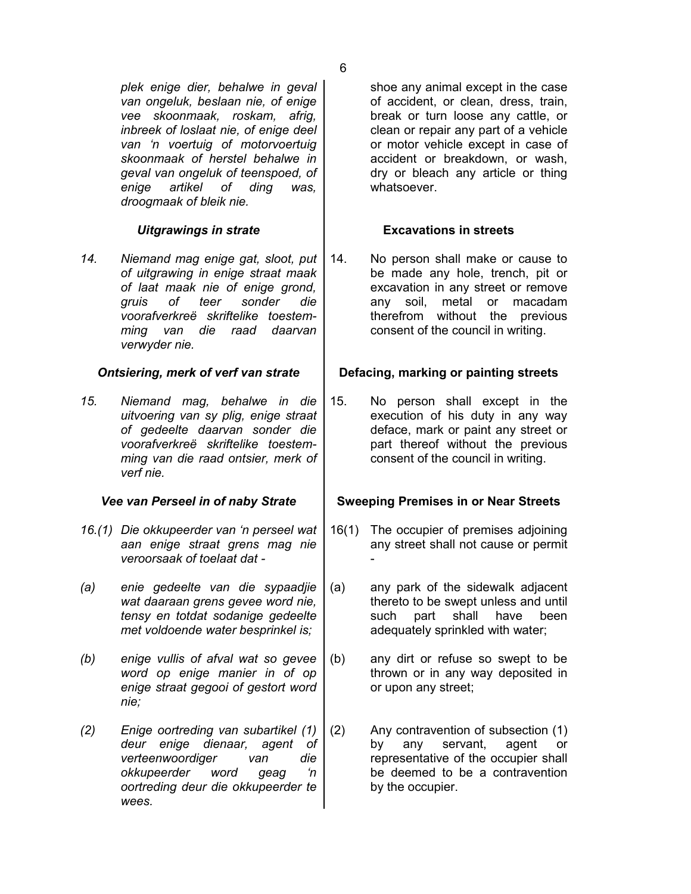*plek enige dier, behalwe in geval van ongeluk, beslaan nie, of enige vee skoonmaak, roskam, afrig, inbreek of loslaat nie, of enige deel van 'n voertuig of motorvoertuig skoonmaak of herstel behalwe in geval van ongeluk of teenspoed, of enige artikel of ding was, droogmaak of bleik nie.*

shoe any animal except in the case of accident, or clean, dress, train, break or turn loose any cattle, or clean or repair any part of a vehicle or motor vehicle except in case of accident or breakdown, or wash, dry or bleach any article or thing whatsoever.

### *Uitgrawings in strate*

*14. Niemand mag enige gat, sloot, put of uitgrawing in enige straat maak of laat maak nie of enige grond, gruis of teer sonder die voorafverkreë skriftelike toestemming van die raad daarvan verwyder nie.*

### Excavations in streets

14. No person shall make or cause to be made any hole, trench, pit or excavation in any street or remove any soil, metal or macadam therefrom without the previous consent of the council in writing.

### *Ontsiering, merk of verf van strate*

*15. Niemand mag, behalwe in die uitvoering van sy plig, enige straat of gedeelte daarvan sonder die voorafverkreë skriftelike toestemming van die raad ontsier, merk of verf nie.*

### Defacing, marking or painting streets

15. No person shall except in the execution of his duty in any way deface, mark or paint any street or part thereof without the previous consent of the council in writing.

### *Vee van Perseel in of naby Strate*

*16.(1) Die okkupeerder van 'n perseel wat aan enige straat grens mag nie veroorsaak of toelaat dat -*

*(a) enie gedeelte van die sypaadjie wat daaraan grens gevee word nie, tensy en totdat sodanige gedeelte met voldoende water besprinkel is;*

*(b) enige vullis of afval wat so gevee word op enige manier in of op enige straat gegooi of gestort word nie;*

*(2) Enige oortreding van subartikel (1) deur enige dienaar, agent of verteenwoordiger van die okkupeerder word geag 'n oortreding deur die okkupeerder te wees.*

### Sweeping Premises in or Near Streets

16(1) The occupier of premises adjoining any street shall not cause or permit -

(a) any park of the sidewalk adjacent thereto to be swept unless and until such part shall have been adequately sprinkled with water;

(b) any dirt or refuse so swept to be thrown or in any way deposited in or upon any street;

(2) Any contravention of subsection (1) by any servant, agent or representative of the occupier shall be deemed to be a contravention by the occupier.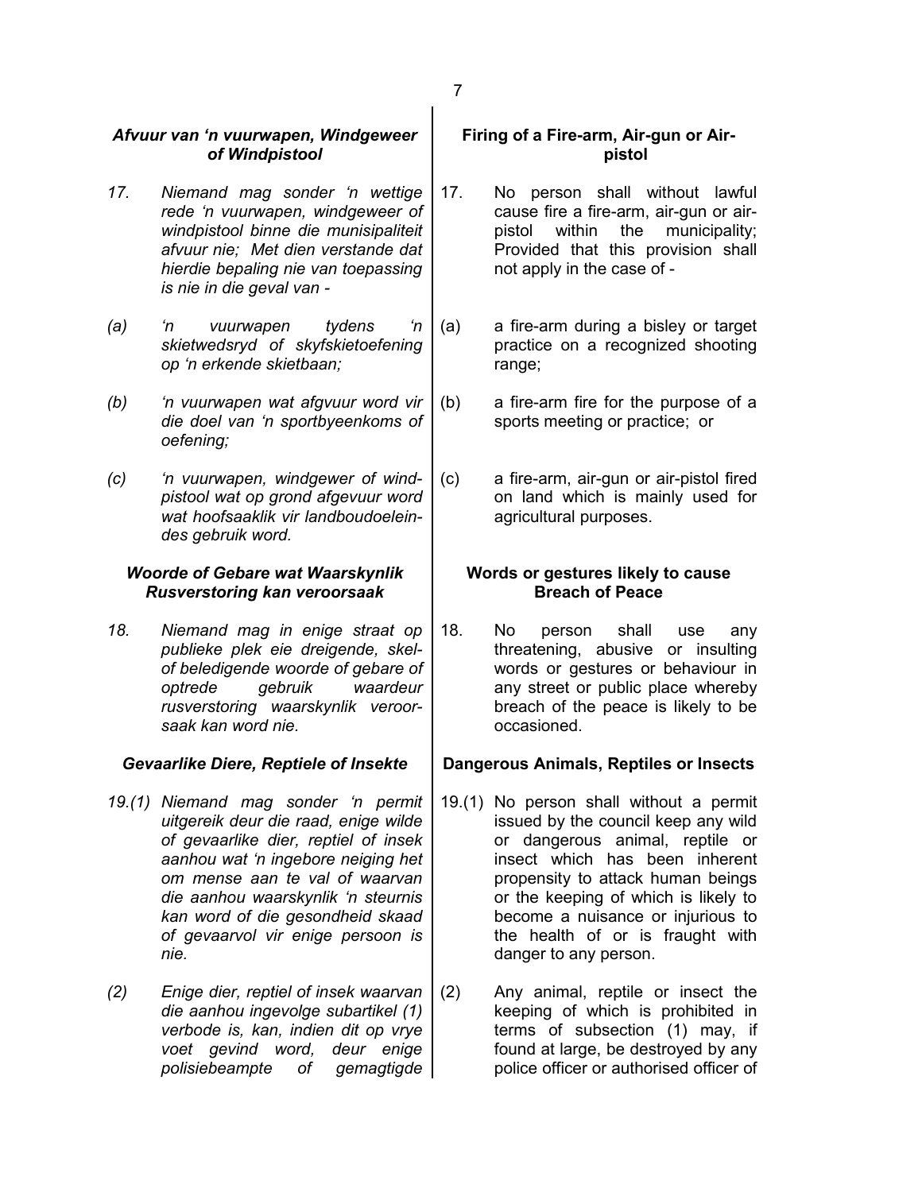### *Afvuur van 'n vuurwapen, Windgeweer of Windpistool*

*17. Niemand mag sonder 'n wettige rede 'n vuurwapen, windgeweer of windpistool binne die munisipaliteit afvuur nie; Met dien verstande dat hierdie bepaling nie van toepassing is nie in die geval van -*

*(a) 'n vuurwapen tydens 'n skietwedsryd of skyfskietoefening op 'n erkende skietbaan;*

*(b) 'n vuurwapen wat afgvuur word vir die doel van 'n sportbyeenkoms of oefening;*

*(c) 'n vuurwapen, windgewer of windpistool wat op grond afgevuur word wat hoofsaaklik vir landboudoeleindes gebruik word.*

### *Woorde of Gebare wat Waarskynlik Rusverstoring kan veroorsaak*

*18. Niemand mag in enige straat op publieke plek eie dreigende, skelof beledigende woorde of gebare of optrede gebruik waardeur rusverstoring waarskynlik veroorsaak kan word nie.*

### *Gevaarlike Diere, Reptiele of Insekte*

*19.(1) Niemand mag sonder 'n permit uitgereik deur die raad, enige wilde of gevaarlike dier, reptiel of insek aanhou wat 'n ingebore neiging het om mense aan te val of waarvan die aanhou waarskynlik 'n steurnis kan word of die gesondheid skaad of gevaarvol vir enige persoon is nie.*

*(2) Enige dier, reptiel of insek waarvan die aanhou ingevolge subartikel (1) verbode is, kan, indien dit op vrye voet gevind word, deur enige polisiebeampte of gemagtigde*

### Firing of a Fire-arm, Air-gun or Air-pistol

17. No person shall without lawful cause fire a fire-arm, air-gun or air-pistol within the municipality; Provided that this provision shall not apply in the case of -

(a) a fire-arm during a bisley or target practice on a recognized shooting range;

(b) a fire-arm fire for the purpose of a sports meeting or practice; or

(c) a fire-arm, air-gun or air-pistol fired on land which is mainly used for agricultural purposes.

### Words or gestures likely to cause Breach of Peace

18. No person shall use any threatening, abusive or insulting words or gestures or behaviour in any street or public place whereby breach of the peace is likely to be occasioned.

### Dangerous Animals, Reptiles or Insects

19.(1) No person shall without a permit issued by the council keep any wild or dangerous animal, reptile or insect which has been inherent propensity to attack human beings or the keeping of which is likely to become a nuisance or injurious to the health of or is fraught with danger to any person.

(2) Any animal, reptile or insect the keeping of which is prohibited in terms of subsection (1) may, if found at large, be destroyed by any police officer or authorised officer of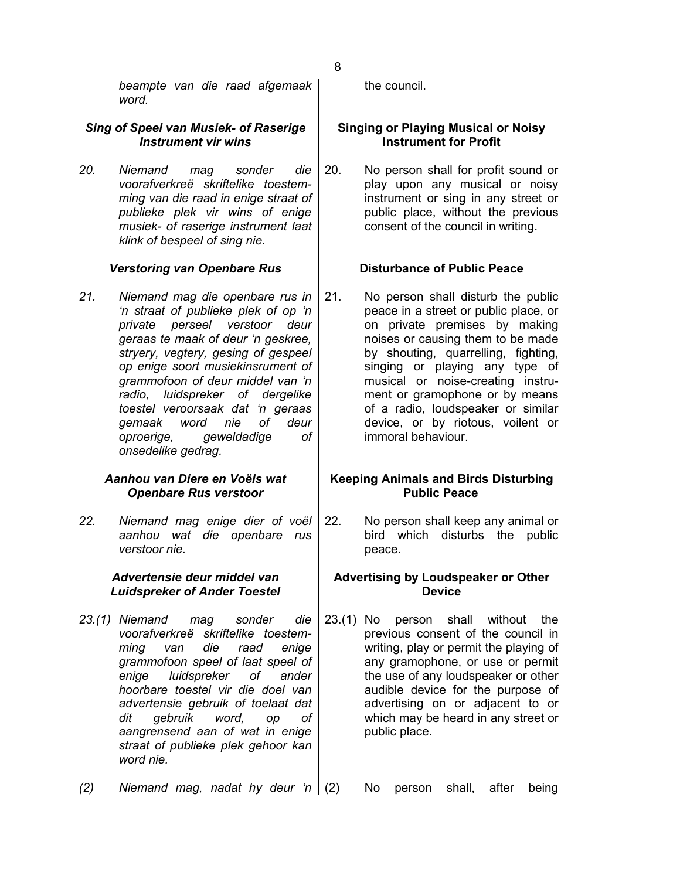*beampte van die raad afgemaak word.*

the council.

### *Sing of Speel van Musiek- of Raserige Instrument vir wins*

*20. Niemand mag sonder die voorafverkreë skriftelike toestemming van die raad in enige straat of publieke plek vir wins of enige musiek- of raserige instrument laat klink of bespeel of sing nie.*

### **Singing or Playing Musical or Noisy Instrument for Profit**

20. No person shall for profit sound or play upon any musical or noisy instrument or sing in any street or public place, without the previous consent of the council in writing.

### *Verstoring van Openbare Rus*

*21. Niemand mag die openbare rus in 'n straat of publieke plek of op 'n private perseel verstoor deur geraas te maak of deur 'n geskree, stryery, vegtery, gesing of gespeel op enige soort musiekinsrument of grammofoon of deur middel van 'n radio, luidspreker of dergelike toestel veroorsaak dat 'n geraas gemaak word nie of deur oproerige, geweldadige of onsedelike gedrag.*

### **Disturbance of Public Peace**

21. No person shall disturb the public peace in a street or public place, or on private premises by making noises or causing them to be made by shouting, quarrelling, fighting, singing or playing any type of musical or noise-creating instrument or gramophone or by means of a radio, loudspeaker or similar device, or by riotous, voilent or immoral behaviour.

### *Aanhou van Diere en Voëls wat Openbare Rus verstoor*

*22. Niemand mag enige dier of voël aanhou wat die openbare rus verstoor nie.*

### **Keeping Animals and Birds Disturbing Public Peace**

22. No person shall keep any animal or bird which disturbs the public peace.

### *Advertensie deur middel van Luidspreker of Ander Toestel*

*23.(1) Niemand mag sonder die voorafverkreë skriftelike toestemming van die raad enige grammofoon speel of laat speel of enige luidspreker of ander hoorbare toestel vir die doel van advertensie gebruik of toelaat dat dit gebruik word, op of aangrensend aan of wat in enige straat of publieke plek gehoor kan word nie.*

*(2) Niemand mag, nadat hy deur 'n*

### **Advertising by Loudspeaker or Other Device**

23.(1) No person shall without the previous consent of the council in writing, play or permit the playing of any gramophone, or use or permit the use of any loudspeaker or other audible device for the purpose of advertising on or adjacent to or which may be heard in any street or public place.

(2) No person shall, after being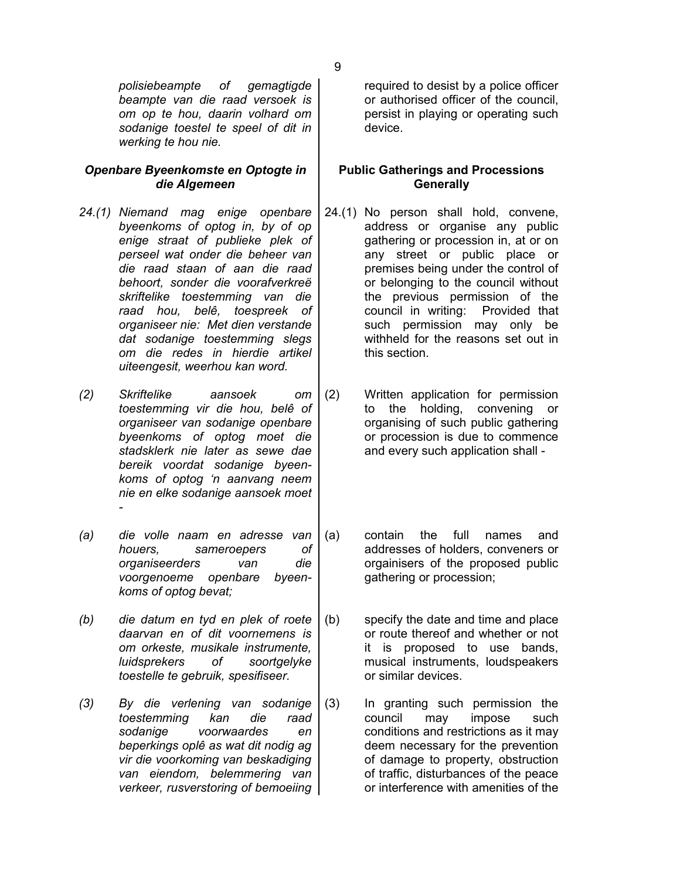*polisiebeampte of gemagtigde beampte van die raad versoek is om op te hou, daarin volhard om sodanige toestel te speel of dit in werking te hou nie.*

required to desist by a police officer or authorised officer of the council, persist in playing or operating such device.

### *Openbare Byeenkomste en Optogte in die Algemeen*

### Public Gatherings and Processions Generally

*24.(1) Niemand mag enige openbare byeenkoms of optog in, by of op enige straat of publieke plek of perseel wat onder die beheer van die raad staan of aan die raad behoort, sonder die voorafverkreë skriftelike toestemming van die raad hou, belê, toespreek of organiseer nie: Met dien verstande dat sodanige toestemming slegs om die redes in hierdie artikel uiteengesit, weerhou kan word.*

24.(1) No person shall hold, convene, address or organise any public gathering or procession in, at or on any street or public place or premises being under the control of or belonging to the council without the previous permission of the council in writing: Provided that such permission may only be withheld for the reasons set out in this section.

*(2) Skriftelike aansoek om toestemming vir die hou, belê of organiseer van sodanige openbare byeenkoms of optog moet die stadsklerk nie later as sewe dae bereik voordat sodanige byeenkoms of optog 'n aanvang neem nie en elke sodanige aansoek moet -*

(2) Written application for permission to the holding, convening or organising of such public gathering or procession is due to commence and every such application shall -

*(a) die volle naam en adresse van houers, sameroepers of organiseerders van die voorgenoeme openbare byeenkoms of optog bevat;*

(a) contain the full names and addresses of holders, conveners or orgainisers of the proposed public gathering or procession;

*(b) die datum en tyd en plek of roete daarvan en of dit voornemens is om orkeste, musikale instrumente, luidsprekers of soortgelyke toestelle te gebruik, spesifiseer.*

(b) specify the date and time and place or route thereof and whether or not it is proposed to use bands, musical instruments, loudspeakers or similar devices.

*(3) By die verlening van sodanige toestemming kan die raad sodanige voorwaardes en beperkings oplê as wat dit nodig ag vir die voorkoming van beskadiging van eiendom, belemmering van verkeer, rusverstoring of bemoeiing*

(3) In granting such permission the council may impose such conditions and restrictions as it may deem necessary for the prevention of damage to property, obstruction of traffic, disturbances of the peace or interference with amenities of the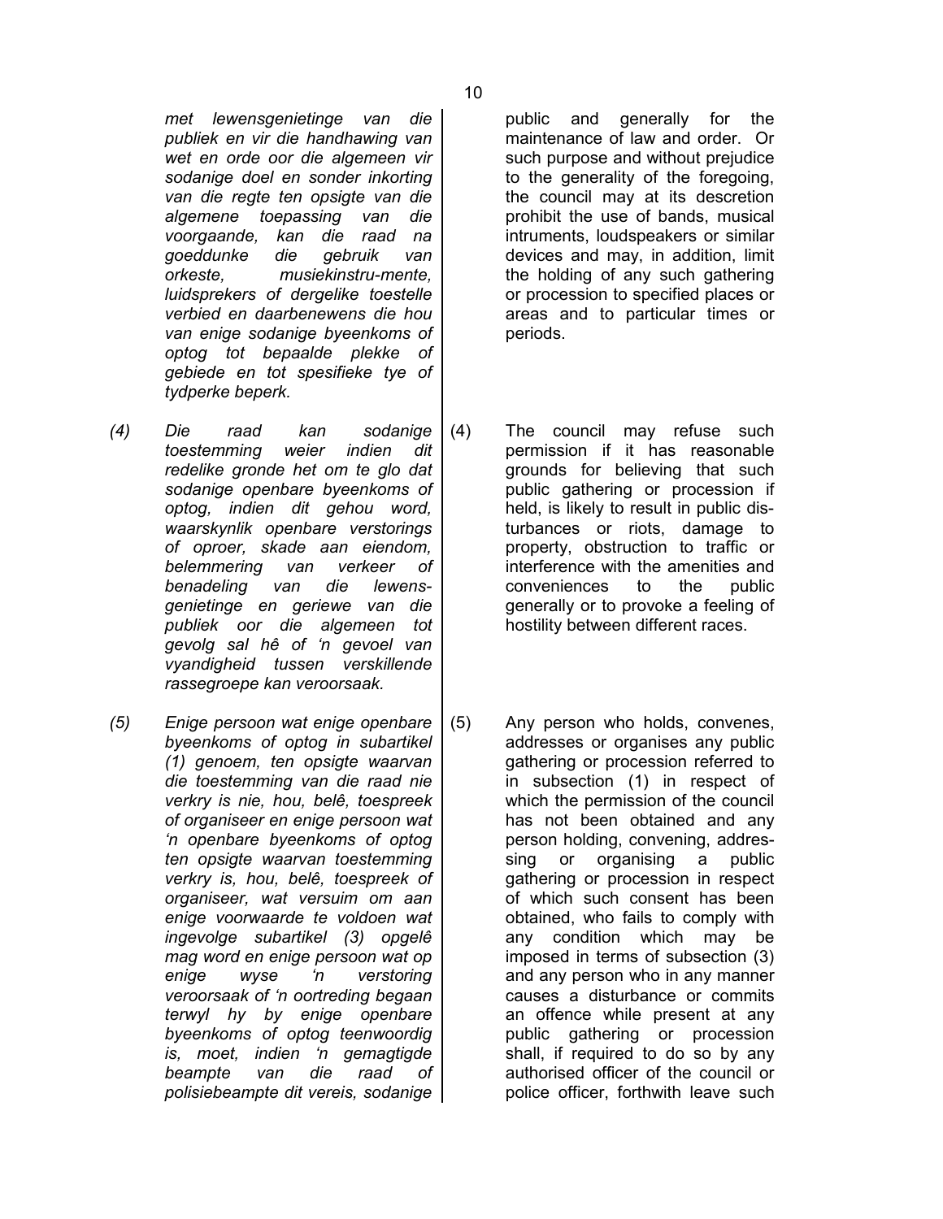*met lewensgenietinge van die publiek en vir die handhawing van wet en orde oor die algemeen vir sodanige doel en sonder inkorting van die regte ten opsigte van die algemene toepassing van die voorgaande, kan die raad na goeddunke die gebruik van orkeste, musiekinstru-mente, luidsprekers of dergelike toestelle verbied en daarbenewens die hou van enige sodanige byeenkoms of optog tot bepaalde plekke of gebiede en tot spesifieke tye of tydperke beperk.*

*(4) Die raad kan sodanige toestemming weier indien dit redelike gronde het om te glo dat sodanige openbare byeenkoms of optog, indien dit gehou word, waarskynlik openbare verstorings of oproer, skade aan eiendom, belemmering van verkeer of benadeling van die lewens-genietinge en geriewe van die publiek oor die algemeen tot gevolg sal hê of 'n gevoel van vyandigheid tussen verskillende rassegroepe kan veroorsaak.*

*(5) Enige persoon wat enige openbare byeenkoms of optog in subartikel (1) genoem, ten opsigte waarvan die toestemming van die raad nie verkry is nie, hou, belê, toespreek of organiseer en enige persoon wat 'n openbare byeenkoms of optog ten opsigte waarvan toestemming verkry is, hou, belê, toespreek of organiseer, wat versuim om aan enige voorwaarde te voldoen wat ingevolge subartikel (3) opgelê mag word en enige persoon wat op enige wyse 'n verstoring veroorsaak of 'n oortreding begaan terwyl hy by enige openbare byeenkoms of optog teenwoordig is, moet, indien 'n gemagtigde beampte van die raad of polisiebeampte dit vereis, sodanige*

public and generally for the maintenance of law and order. Or such purpose and without prejudice to the generality of the foregoing, the council may at its descretion prohibit the use of bands, musical intruments, loudspeakers or similar devices and may, in addition, limit the holding of any such gathering or procession to specified places or areas and to particular times or periods.

(4) The council may refuse such permission if it has reasonable grounds for believing that such public gathering or procession if held, is likely to result in public disturbances or riots, damage to property, obstruction to traffic or interference with the amenities and conveniences to the public generally or to provoke a feeling of hostility between different races.

(5) Any person who holds, convenes, addresses or organises any public gathering or procession referred to in subsection (1) in respect of which the permission of the council has not been obtained and any person holding, convening, addressing or organising a public gathering or procession in respect of which such consent has been obtained, who fails to comply with any condition which may be imposed in terms of subsection (3) and any person who in any manner causes a disturbance or commits an offence while present at any public gathering or procession shall, if required to do so by any authorised officer of the council or police officer, forthwith leave such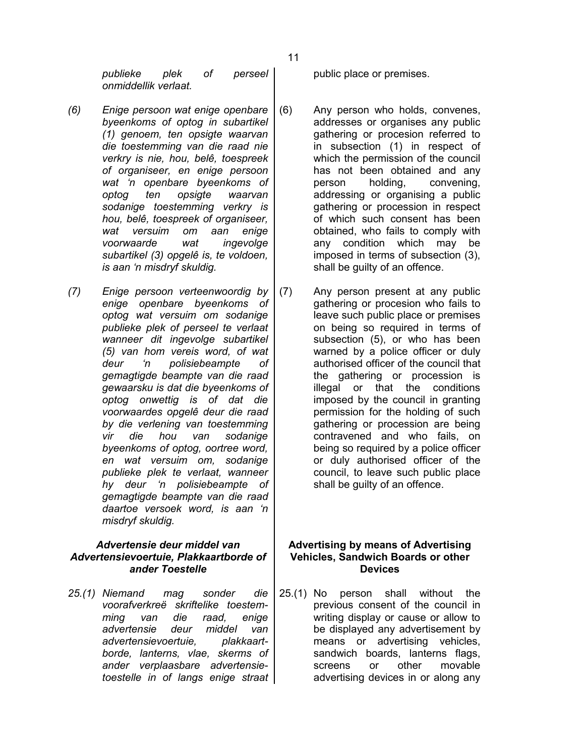*publieke plek of perseel onmiddellik verlaat.*

public place or premises.

*(6) Enige persoon wat enige openbare byeenkoms of optog in subartikel (1) genoem, ten opsigte waarvan die toestemming van die raad nie verkry is nie, hou, belê, toespreek of organiseer, en enige persoon wat 'n openbare byeenkoms of optog ten opsigte waarvan sodanige toestemming verkry is hou, belê, toespreek of organiseer, wat versuim om aan enige voorwaarde wat ingevolge subartikel (3) opgelê is, te voldoen, is aan 'n misdryf skuldig.*

(6) Any person who holds, convenes, addresses or organises any public gathering or procesion referred to in subsection (1) in respect of which the permission of the council has not been obtained and any person holding, convening, addressing or organising a public gathering or procession in respect of which such consent has been obtained, who fails to comply with any condition which may be imposed in terms of subsection (3), shall be guilty of an offence.

*(7) Enige persoon verteenwoordig by enige openbare byeenkoms of optog wat versuim om sodanige publieke plek of perseel te verlaat wanneer dit ingevolge subartikel (5) van hom vereis word, of wat deur 'n polisiebeampte of gemagtigde beampte van die raad gewaarsku is dat die byeenkoms of optog onwettig is of dat die voorwaardes opgelê deur die raad by die verlening van toestemming vir die hou van sodanige byeenkoms of optog, oortree word, en wat versuim om, sodanige publieke plek te verlaat, wanneer hy deur 'n polisiebeampte of gemagtigde beampte van die raad daartoe versoek word, is aan 'n misdryf skuldig.*

(7) Any person present at any public gathering or procesion who fails to leave such public place or premises on being so required in terms of subsection (5), or who has been warned by a police officer or duly authorised officer of the council that the gathering or procession is illegal or that the conditions imposed by the council in granting permission for the holding of such gathering or procession are being contravened and who fails, on being so required by a police officer or duly authorised officer of the council, to leave such public place shall be guilty of an offence.

### *Advertensie deur middel van Advertensievoertuie, Plakkaartborde of ander Toestelle*

### Advertising by means of Advertising Vehicles, Sandwich Boards or other Devices

*25.(1) Niemand mag sonder die voorafverkreë skriftelike toestemming van die raad, enige advertensie deur middel van advertensievoertuie, plakkaartborde, lanterns, vlae, skerms of ander verplaasbare advertensietoestelle in of langs enige straat*

25.(1) No person shall without the previous consent of the council in writing display or cause or allow to be displayed any advertisement by means or advertising vehicles, sandwich boards, lanterns flags, screens or other movable advertising devices in or along any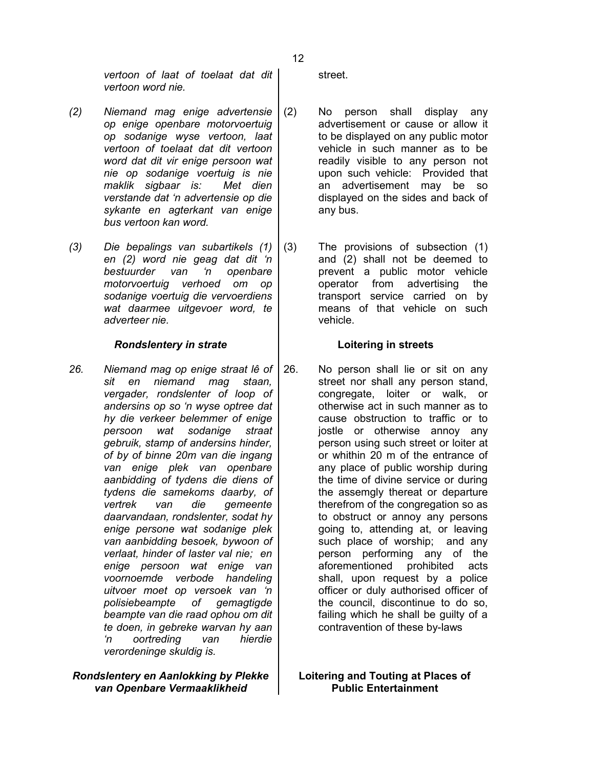*vertoon of laat of toelaat dat dit vertoon word nie.*

street.

*(2) Niemand mag enige advertensie op enige openbare motorvoertuig op sodanige wyse vertoon, laat vertoon of toelaat dat dit vertoon word dat dit vir enige persoon wat nie op sodanige voertuig is nie maklik sigbaar is: Met dien verstande dat 'n advertensie op die sykante en agterkant van enige bus vertoon kan word.*

(2) No person shall display any advertisement or cause or allow it to be displayed on any public motor vehicle in such manner as to be readily visible to any person not upon such vehicle: Provided that an advertisement may be so displayed on the sides and back of any bus.

*(3) Die bepalings van subartikels (1) en (2) word nie geag dat dit 'n bestuurder van 'n openbare motorvoertuig verhoed om op sodanige voertuig die vervoerdiens wat daarmee uitgevoer word, te adverteer nie.*

(3) The provisions of subsection (1) and (2) shall not be deemed to prevent a public motor vehicle operator from advertising the transport service carried on by means of that vehicle on such vehicle.

***Rondslentery in strate***

**Loitering in streets**

*26. Niemand mag op enige straat lê of sit en niemand mag staan, vergader, rondslenter of loop of andersins op so 'n wyse optree dat hy die verkeer belemmer of enige persoon wat sodanige straat gebruik, stamp of andersins hinder, of by of binne 20m van die ingang van enige plek van openbare aanbidding of tydens die diens of tydens die samekoms daarby, of vertrek van die gemeente daarvandaan, rondslenter, sodat hy enige persone wat sodanige plek van aanbidding besoek, bywoon of verlaat, hinder of laster val nie; en enige persoon wat enige van voornoemde verbode handeling uitvoer moet op versoek van 'n polisiebeampte of gemagtigde beampte van die raad ophou om dit te doen, in gebreke warvan hy aan 'n oortreding van hierdie verordeninge skuldig is.*

26. No person shall lie or sit on any street nor shall any person stand, congregate, loiter or walk, or otherwise act in such manner as to cause obstruction to traffic or to jostle or otherwise annoy any person using such street or loiter at or whithin 20 m of the entrance of any place of public worship during the time of divine service or during the assemgly thereat or departure therefrom of the congregation so as to obstruct or annoy any persons going to, attending at, or leaving such place of worship; and any person performing any of the aforementioned prohibited acts shall, upon request by a police officer or duly authorised officer of the council, discontinue to do so, failing which he shall be guilty of a contravention of these by-laws

***Rondslentery en Aanlokking by Plekke van Openbare Vermaaklikheid***

**Loitering and Touting at Places of Public Entertainment**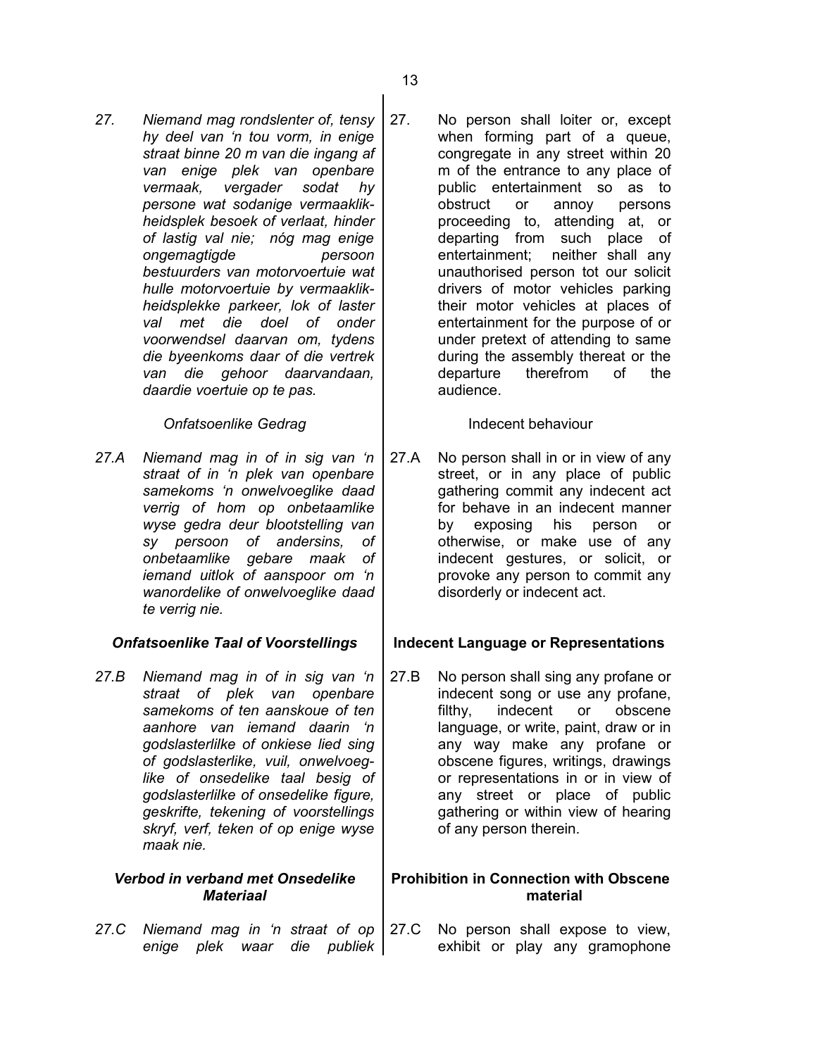*27. Niemand mag rondslenter of, tensy hy deel van 'n tou vorm, in enige straat binne 20 m van die ingang af van enige plek van openbare vermaak, vergader sodat hy persone wat sodanige vermaaklikheidsplek besoek of verlaat, hinder of lastig val nie; nóg mag enige ongemagtigde persoon bestuurders van motorvoertuie wat hulle motorvoertuie by vermaaklikheidsplekke parkeer, lok of laster val met die doel of onder voorwendsel daarvan om, tydens die byeenkoms daar of die vertrek van die gehoor daarvandaan, daardie voertuie op te pas.*

27. No person shall loiter or, except when forming part of a queue, congregate in any street within 20 m of the entrance to any place of public entertainment so as to obstruct or annoy persons proceeding to, attending at, or departing from such place of entertainment; neither shall any unauthorised person tot our solicit drivers of motor vehicles parking their motor vehicles at places of entertainment for the purpose of or under pretext of attending to same during the assembly thereat or the departure therefrom of the audience.

*Onfatsoenlike Gedrag*

Indecent behaviour

*27.A Niemand mag in of in sig van 'n straat of in 'n plek van openbare samekoms 'n onwelvoeglike daad verrig of hom op onbetaamlike wyse gedra deur blootstelling van sy persoon of andersins, of onbetaamlike gebare maak of iemand uitlok of aanspoor om 'n wanordelike of onwelvoeglike daad te verrig nie.*

27.A No person shall in or in view of any street, or in any place of public gathering commit any indecent act for behave in an indecent manner by exposing his person or otherwise, or make use of any indecent gestures, or solicit, or provoke any person to commit any disorderly or indecent act.

***Onfatsoenlike Taal of Voorstellings***

**Indecent Language or Representations**

*27.B Niemand mag in of in sig van 'n straat of plek van openbare samekoms of ten aanskoue of ten aanhore van iemand daarin 'n godslasterlilke of onkiese lied sing of godslasterlike, vuil, onwelvoeglike of onsedelike taal besig of godslasterlilke of onsedelike figure, geskrifte, tekening of voorstellings skryf, verf, teken of op enige wyse maak nie.*

27.B No person shall sing any profane or indecent song or use any profane, filthy, indecent or obscene language, or write, paint, draw or in any way make any profane or obscene figures, writings, drawings or representations in or in view of any street or place of public gathering or within view of hearing of any person therein.

***Verbod in verband met Onsedelike Materiaal***

**Prohibition in Connection with Obscene material**

*27.C Niemand mag in 'n straat of op enige plek waar die publiek*

27.C No person shall expose to view, exhibit or play any gramophone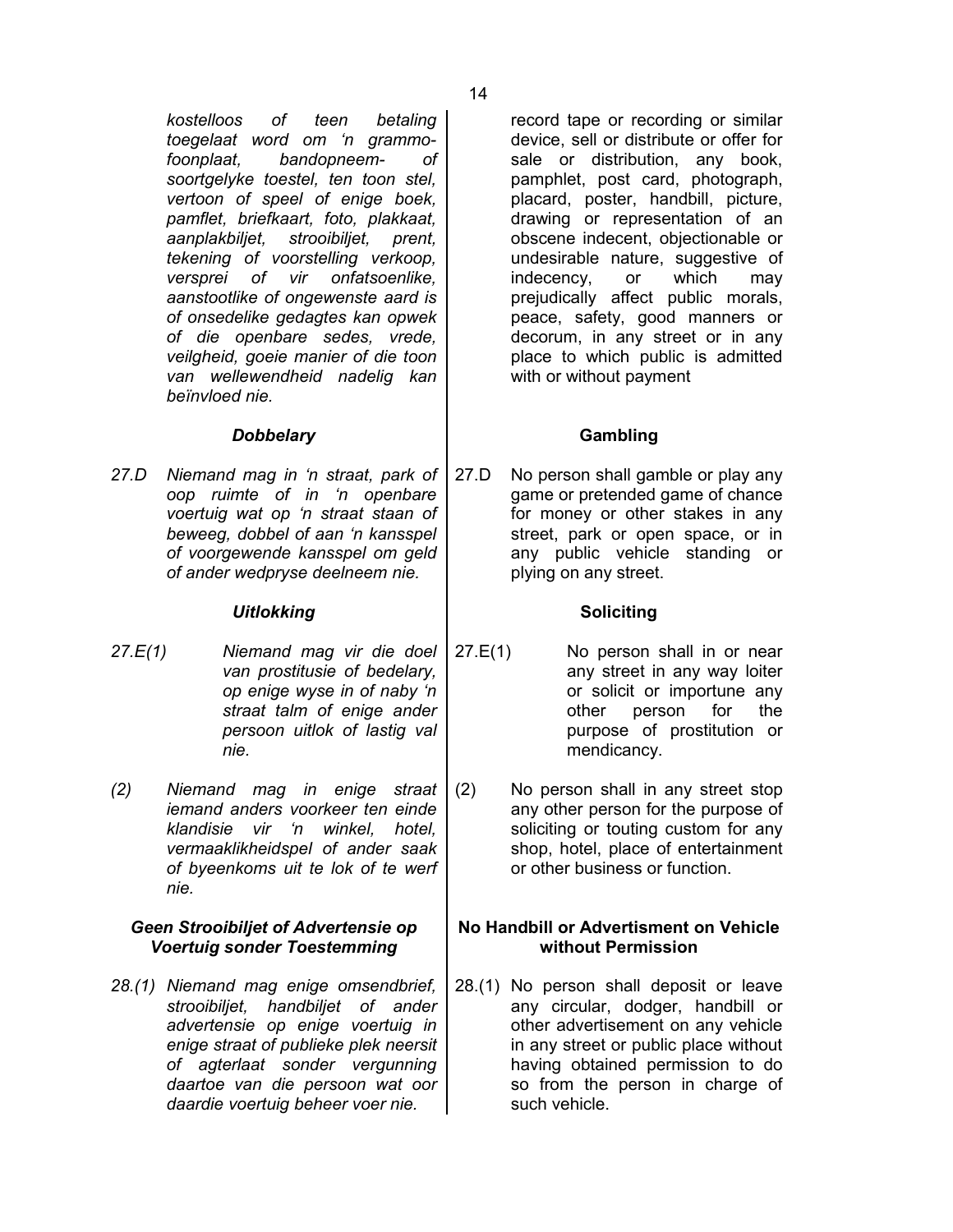*kostelloos of teen betaling toegelaat word om 'n grammofoonplaat, bandopneem- of soortgelyke toestel, ten toon stel, vertoon of speel of enige boek, pamflet, briefkaart, foto, plakkaat, aanplakbiljet, strooibiljet, prent, tekening of voorstelling verkoop, versprei of vir onfatsoenlike, aanstootlike of ongewenste aard is of onsedelike gedagtes kan opwek of die openbare sedes, vrede, veilgheid, goeie manier of die toon van wellewendheid nadelig kan beïnvloed nie.*

record tape or recording or similar device, sell or distribute or offer for sale or distribution, any book, pamphlet, post card, photograph, placard, poster, handbill, picture, drawing or representation of an obscene indecent, objectionable or undesirable nature, suggestive of indecency, or which may prejudically affect public morals, peace, safety, good manners or decorum, in any street or in any place to which public is admitted with or without payment

### *Dobbelary*

*27.D Niemand mag in 'n straat, park of oop ruimte of in 'n openbare voertuig wat op 'n straat staan of beweeg, dobbel of aan 'n kansspel of voorgewende kansspel om geld of ander wedpryse deelneem nie.*

### Gambling

27.D No person shall gamble or play any game or pretended game of chance for money or other stakes in any street, park or open space, or in any public vehicle standing or plying on any street.

### *Uitlokking*

*27.E(1) Niemand mag vir die doel van prostitusie of bedelary, op enige wyse in of naby 'n straat talm of enige ander persoon uitlok of lastig val nie.*

*(2) Niemand mag in enige straat iemand anders voorkeer ten einde klandisie vir 'n winkel, hotel, vermaaklikheidspel of ander saak of byeenkoms uit te lok of te werf nie.*

### Soliciting

27.E(1) No person shall in or near any street in any way loiter or solicit or importune any other person for the purpose of prostitution or mendicancy.

(2) No person shall in any street stop any other person for the purpose of soliciting or touting custom for any shop, hotel, place of entertainment or other business or function.

### *Geen Strooibiljet of Advertensie op Voertuig sonder Toestemming*

*28.(1) Niemand mag enige omsendbrief, strooibiljet, handbiljet of ander advertensie op enige voertuig in enige straat of publieke plek neersit of agterlaat sonder vergunning daartoe van die persoon wat oor daardie voertuig beheer voer nie.*

### No Handbill or Advertisment on Vehicle without Permission

28.(1) No person shall deposit or leave any circular, dodger, handbill or other advertisement on any vehicle in any street or public place without having obtained permission to do so from the person in charge of such vehicle.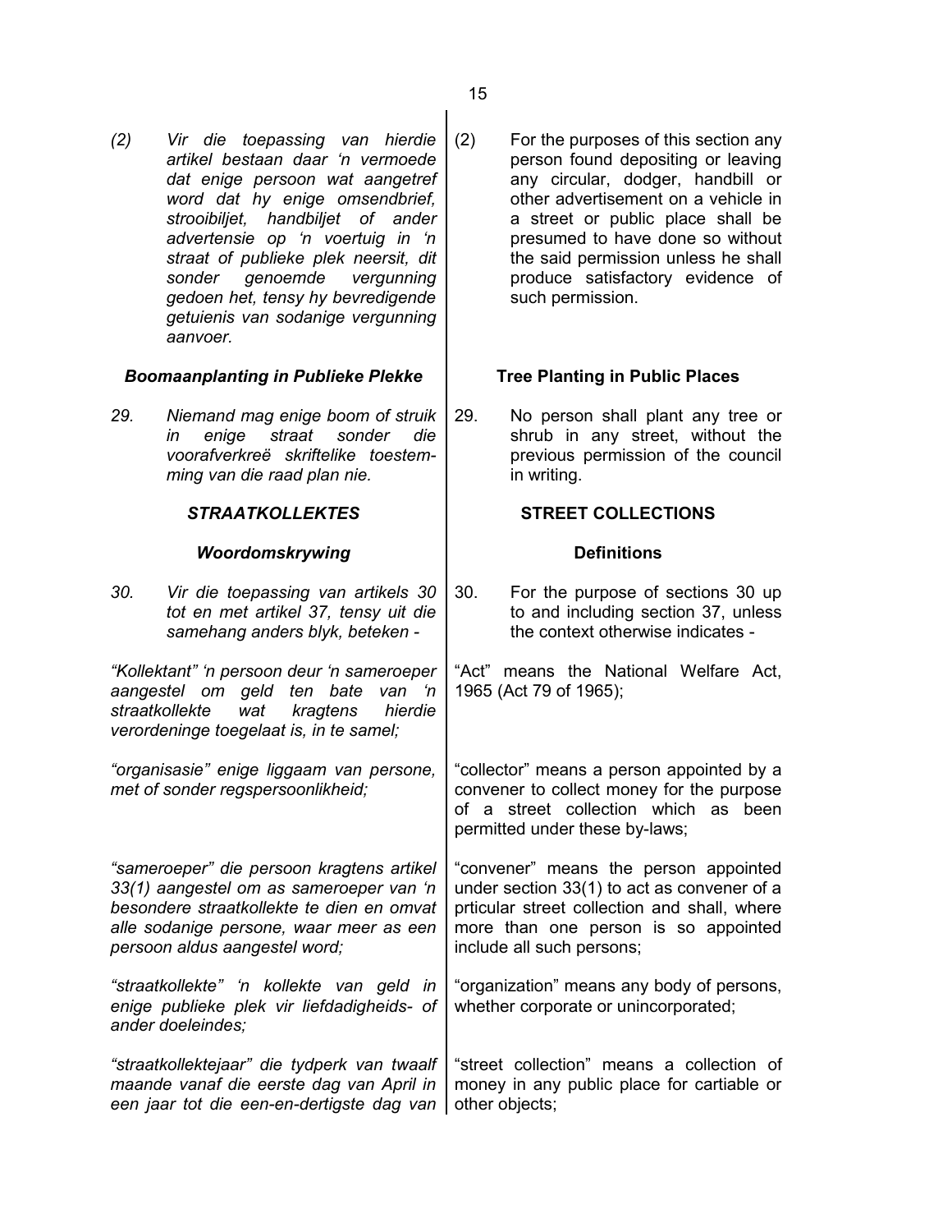*(2) Vir die toepassing van hierdie artikel bestaan daar 'n vermoede dat enige persoon wat aangetref word dat hy enige omsendbrief, strooibiljet, handbiljet of ander advertensie op 'n voertuig in 'n straat of publieke plek neersit, dit sonder genoemde vergunning gedoen het, tensy hy bevredigende getuienis van sodanige vergunning aanvoer.*

(2) For the purposes of this section any person found depositing or leaving any circular, dodger, handbill or other advertisement on a vehicle in a street or public place shall be presumed to have done so without the said permission unless he shall produce satisfactory evidence of such permission.

***Boomaanplanting in Publieke Plekke***

**Tree Planting in Public Places**

*29. Niemand mag enige boom of struik in enige straat sonder die voorafverkreë skriftelike toestemming van die raad plan nie.*

29. No person shall plant any tree or shrub in any street, without the previous permission of the council in writing.

***STRAATKOLLEKTES***

**STREET COLLECTIONS**

***Woordomskrywing***

**Definitions**

*30. Vir die toepassing van artikels 30 tot en met artikel 37, tensy uit die samehang anders blyk, beteken -*

*"Kollektant" 'n persoon deur 'n sameroeper aangestel om geld ten bate van 'n straatkollekte wat kragtens hierdie verordeninge toegelaat is, in te samel;*

*"organisasie" enige liggaam van persone, met of sonder regspersoonlikheid;*

*"sameroeper" die persoon kragtens artikel 33(1) aangestel om as sameroeper van 'n besondere straatkollekte te dien en omvat alle sodanige persone, waar meer as een persoon aldus aangestel word;*

*"straatkollekte" 'n kollekte van geld in enige publieke plek vir liefdadigheids- of ander doeleindes;*

*"straatkollektejaar" die tydperk van twaalf maande vanaf die eerste dag van April in een jaar tot die een-en-dertigste dag van*

30. For the purpose of sections 30 up to and including section 37, unless the context otherwise indicates -

"Act" means the National Welfare Act, 1965 (Act 79 of 1965);

"collector" means a person appointed by a convener to collect money for the purpose of a street collection which as been permitted under these by-laws;

"convener" means the person appointed under section 33(1) to act as convener of a prticular street collection and shall, where more than one person is so appointed include all such persons;

"organization" means any body of persons, whether corporate or unincorporated;

"street collection" means a collection of money in any public place for cartiable or other objects;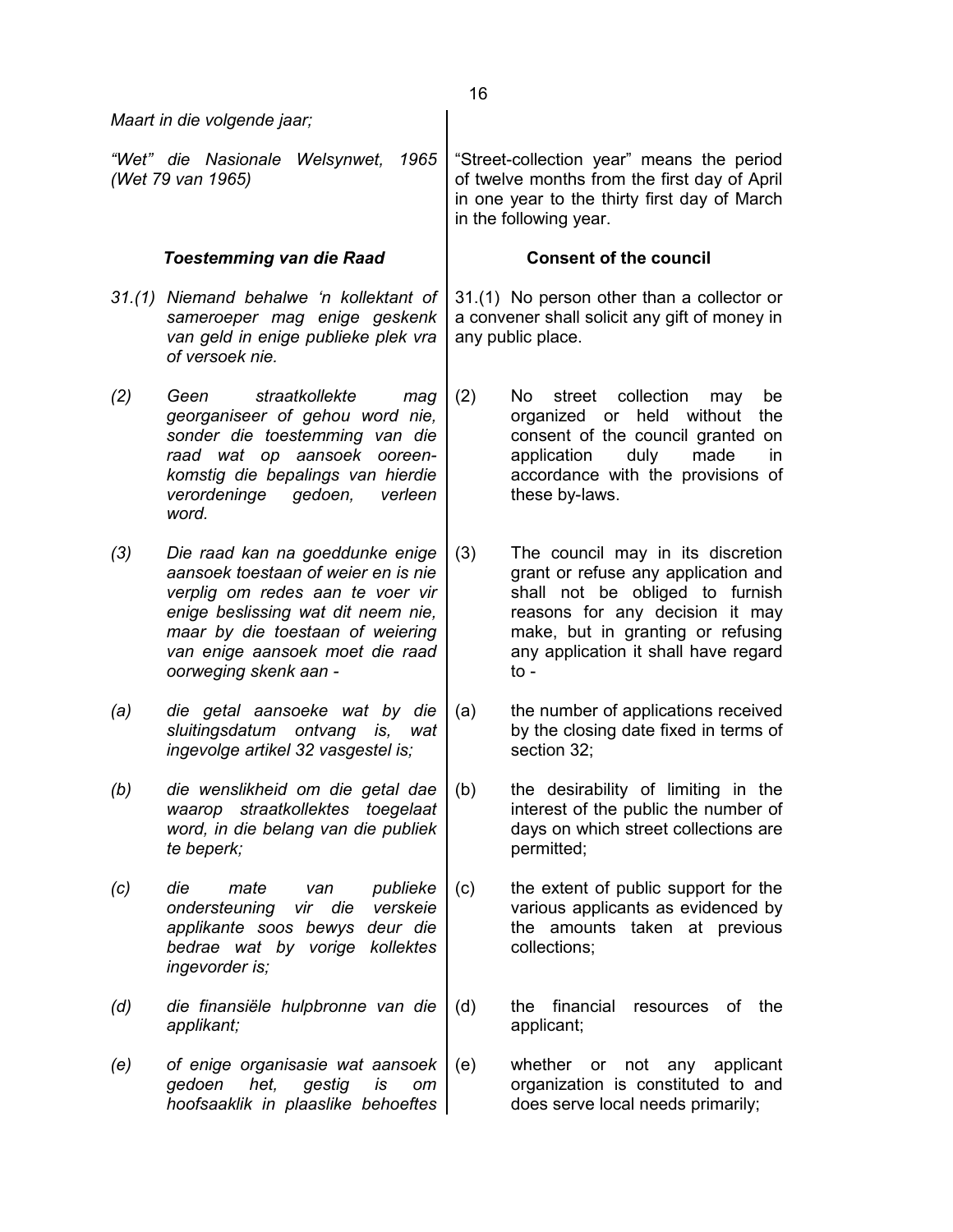*Maart in die volgende jaar;*

*"Wet" die Nasionale Welsynwet, 1965 (Wet 79 van 1965)*

"Street-collection year" means the period of twelve months from the first day of April in one year to the thirty first day of March in the following year.

### *Toestemming van die Raad*

*31.(1) Niemand behalwe 'n kollektant of sameroeper mag enige geskenk van geld in enige publieke plek vra of versoek nie.*

*(2) Geen straatkollekte mag georganiseer of gehou word nie, sonder die toestemming van die raad wat op aansoek ooreenkomstig die bepalings van hierdie verordeninge gedoen, verleen word.*

*(3) Die raad kan na goeddunke enige aansoek toestaan of weier en is nie verplig om redes aan te voer vir enige beslissing wat dit neem nie, maar by die toestaan of weiering van enige aansoek moet die raad oorweging skenk aan -*

*(a) die getal aansoeke wat by die sluitingsdatum ontvang is, wat ingevolge artikel 32 vasgestel is;*

*(b) die wenslikheid om die getal dae waarop straatkollektes toegelaat word, in die belang van die publiek te beperk;*

*(c) die mate van publieke ondersteuning vir die verskeie applikante soos bewys deur die bedrae wat by vorige kollektes ingevorder is;*

*(d) die finansiële hulpbronne van die applikant;*

*(e) of enige organisasie wat aansoek gedoen het, gestig is om hoofsaaklik in plaaslike behoeftes*

### Consent of the council

31.(1) No person other than a collector or a convener shall solicit any gift of money in any public place.

(2) No street collection may be organized or held without the consent of the council granted on application duly made in accordance with the provisions of these by-laws.

(3) The council may in its discretion grant or refuse any application and shall not be obliged to furnish reasons for any decision it may make, but in granting or refusing any application it shall have regard to -

(a) the number of applications received by the closing date fixed in terms of section 32;

(b) the desirability of limiting in the interest of the public the number of days on which street collections are permitted;

(c) the extent of public support for the various applicants as evidenced by the amounts taken at previous collections;

(d) the financial resources of the applicant;

(e) whether or not any applicant organization is constituted to and does serve local needs primarily;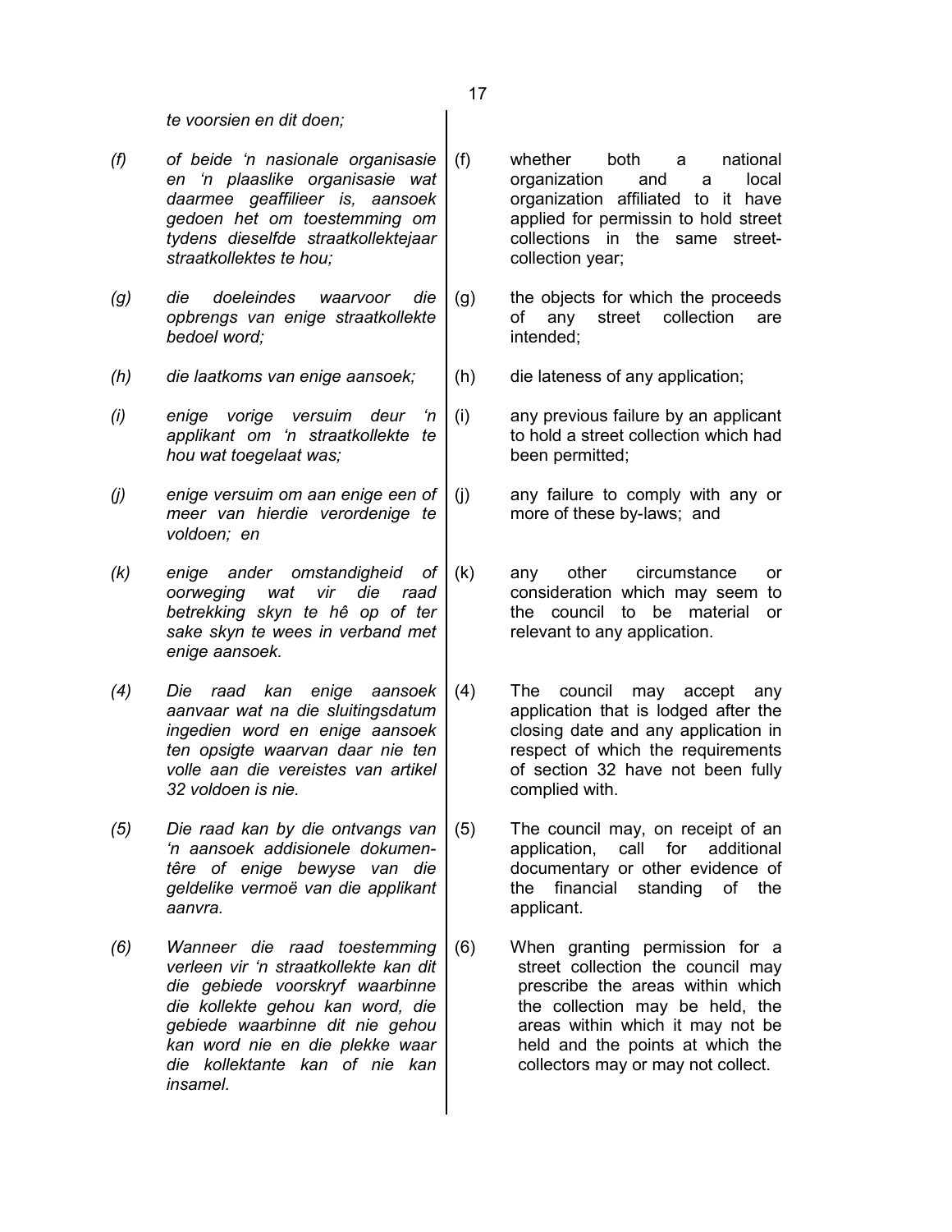*te voorsien en dit doen;*

*(f) of beide 'n nasionale organisasie en 'n plaaslike organisasie wat daarmee geaffilieer is, aansoek gedoen het om toestemming om tydens dieselfde straatkollektejaar straatkollektes te hou;*

*(g) die doeleindes waarvoor die opbrengs van enige straatkollekte bedoel word;*

*(h) die laatkoms van enige aansoek;*

*(i) enige vorige versuim deur 'n applikant om 'n straatkollekte te hou wat toegelaat was;*

*(j) enige versuim om aan enige een of meer van hierdie verordenige te voldoen; en*

*(k) enige ander omstandigheid of oorweging wat vir die raad betrekking skyn te hê op of ter sake skyn te wees in verband met enige aansoek.*

*(4) Die raad kan enige aansoek aanvaar wat na die sluitingsdatum ingedien word en enige aansoek ten opsigte waarvan daar nie ten volle aan die vereistes van artikel 32 voldoen is nie.*

*(5) Die raad kan by die ontvangs van 'n aansoek addisionele dokumentêre of enige bewyse van die geldelike vermoë van die applikant aanvra.*

*(6) Wanneer die raad toestemming verleen vir 'n straatkollekte kan dit die gebiede voorskryf waarbinne die kollekte gehou kan word, die gebiede waarbinne dit nie gehou kan word nie en die plekke waar die kollektante kan of nie kan insamel.*

(f) whether both a national organization and a local organization affiliated to it have applied for permissin to hold street collections in the same street-collection year;

(g) the objects for which the proceeds of any street collection are intended;

(h) die lateness of any application;

(i) any previous failure by an applicant to hold a street collection which had been permitted;

(j) any failure to comply with any or more of these by-laws; and

(k) any other circumstance or consideration which may seem to the council to be material or relevant to any application.

(4) The council may accept any application that is lodged after the closing date and any application in respect of which the requirements of section 32 have not been fully complied with.

(5) The council may, on receipt of an application, call for additional documentary or other evidence of the financial standing of the applicant.

(6) When granting permission for a street collection the council may prescribe the areas within which the collection may be held, the areas within which it may not be held and the points at which the collectors may or may not collect.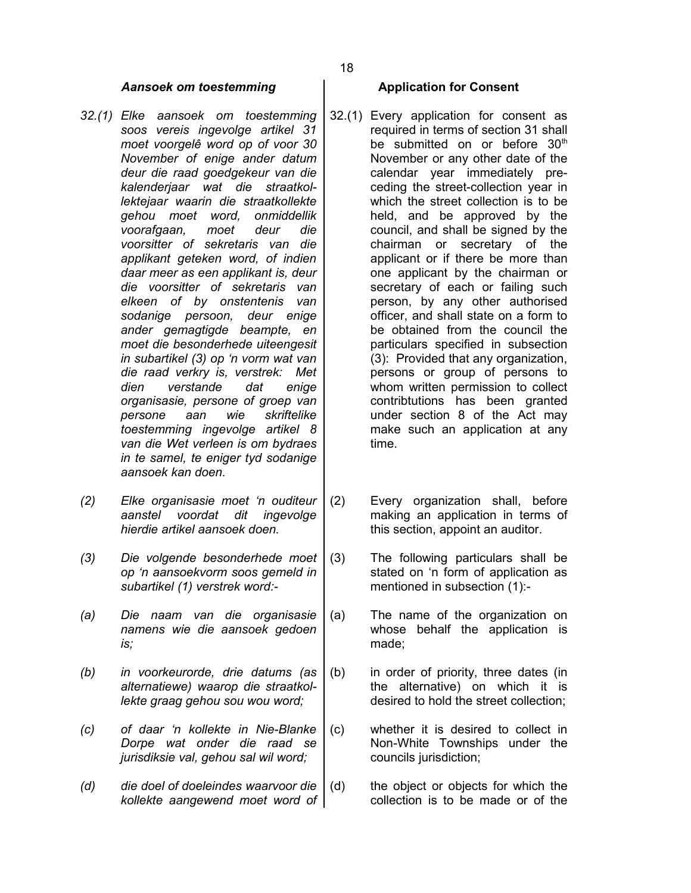*Aansoek om toestemming*

*32.(1) Elke aansoek om toestemming soos vereis ingevolge artikel 31 moet voorgelê word op of voor 30 November of enige ander datum deur die raad goedgekeur van die kalenderjaar wat die straatkollektejaar waarin die straatkollekte gehou moet word, onmiddellik voorafgaan, moet deur die voorsitter of sekretaris van die applikant geteken word, of indien daar meer as een applikant is, deur die voorsitter of sekretaris van elkeen of by onstentenis van sodanige persoon, deur enige ander gemagtigde beampte, en moet die besonderhede uiteengesit in subartikel (3) op 'n vorm wat van die raad verkry is, verstrek: Met dien verstande dat enige organisasie, persone of groep van persone aan wie skriftelike toestemming ingevolge artikel 8 van die Wet verleen is om bydraes in te samel, te eniger tyd sodanige aansoek kan doen.*

*(2) Elke organisasie moet 'n ouditeur aanstel voordat dit ingevolge hierdie artikel aansoek doen.*

*(3) Die volgende besonderhede moet op 'n aansoekvorm soos gemeld in subartikel (1) verstrek word:-*

*(a) Die naam van die organisasie namens wie die aansoek gedoen is;*

*(b) in voorkeurorde, drie datums (as alternatiewe) waarop die straatkollekte graag gehou sou wou word;*

*(c) of daar 'n kollekte in Nie-Blanke Dorpe wat onder die raad se jurisdiksie val, gehou sal wil word;*

*(d) die doel of doeleindes waarvoor die kollekte aangewend moet word of*

**Application for Consent**

32.(1) Every application for consent as required in terms of section 31 shall be submitted on or before 30th November or any other date of the calendar year immediately preceding the street-collection year in which the street collection is to be held, and be approved by the council, and shall be signed by the chairman or secretary of the applicant or if there be more than one applicant by the chairman or secretary of each or failing such person, by any other authorised officer, and shall state on a form to be obtained from the council the particulars specified in subsection (3): Provided that any organization, persons or group of persons to whom written permission to collect contribtutions has been granted under section 8 of the Act may make such an application at any time.

(2) Every organization shall, before making an application in terms of this section, appoint an auditor.

(3) The following particulars shall be stated on 'n form of application as mentioned in subsection (1):-

(a) The name of the organization on whose behalf the application is made;

(b) in order of priority, three dates (in the alternative) on which it is desired to hold the street collection;

(c) whether it is desired to collect in Non-White Townships under the councils jurisdiction;

(d) the object or objects for which the collection is to be made or of the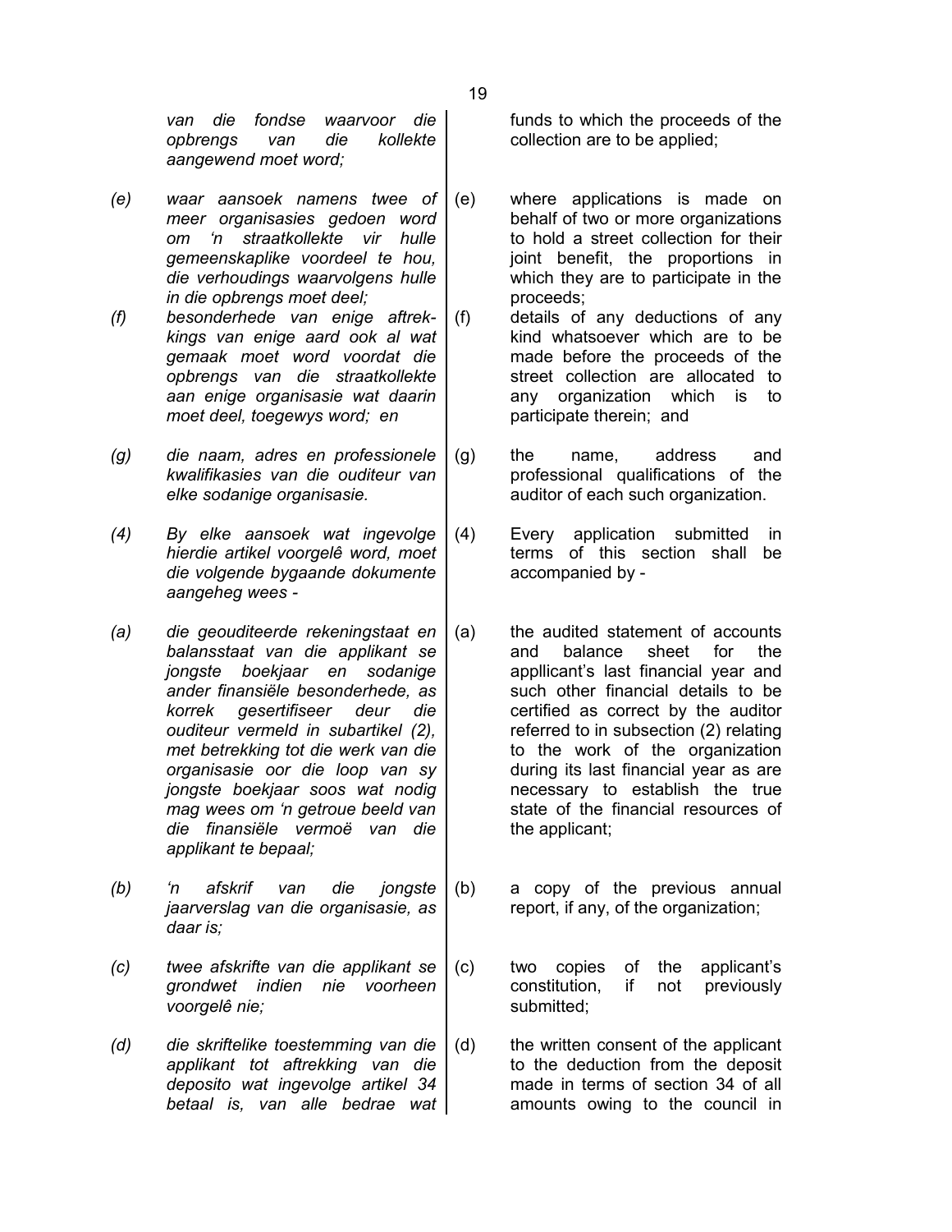*van die fondse waarvoor die opbrengs van die kollekte aangewend moet word;*

funds to which the proceeds of the collection are to be applied;

*(e) waar aansoek namens twee of meer organisasies gedoen word om 'n straatkollekte vir hulle gemeenskaplike voordeel te hou, die verhoudings waarvolgens hulle in die opbrengs moet deel;*

(e) where applications is made on behalf of two or more organizations to hold a street collection for their joint benefit, the proportions in which they are to participate in the proceeds;

*(f) besonderhede van enige aftrekkings van enige aard ook al wat gemaak moet word voordat die opbrengs van die straatkollekte aan enige organisasie wat daarin moet deel, toegewys word; en*

(f) details of any deductions of any kind whatsoever which are to be made before the proceeds of the street collection are allocated to any organization which is to participate therein; and

*(g) die naam, adres en professionele kwalifikasies van die ouditeur van elke sodanige organisasie.*

(g) the name, address and professional qualifications of the auditor of each such organization.

*(4) By elke aansoek wat ingevolge hierdie artikel voorgelê word, moet die volgende bygaande dokumente aangeheg wees -*

(4) Every application submitted in terms of this section shall be accompanied by -

*(a) die geouditeerde rekeningstaat en balansstaat van die applikant se jongste boekjaar en sodanige ander finansiële besonderhede, as korrek gesertifiseer deur die ouditeur vermeld in subartikel (2), met betrekking tot die werk van die organisasie oor die loop van sy jongste boekjaar soos wat nodig mag wees om 'n getroue beeld van die finansiële vermoë van die applikant te bepaal;*

(a) the audited statement of accounts and balance sheet for the appllicant's last financial year and such other financial details to be certified as correct by the auditor referred to in subsection (2) relating to the work of the organization during its last financial year as are necessary to establish the true state of the financial resources of the applicant;

*(b) 'n afskrif van die jongste jaarverslag van die organisasie, as daar is;*

(b) a copy of the previous annual report, if any, of the organization;

*(c) twee afskrifte van die applikant se grondwet indien nie voorheen voorgelê nie;*

(c) two copies of the applicant's constitution, if not previously submitted;

*(d) die skriftelike toestemming van die applikant tot aftrekking van die deposito wat ingevolge artikel 34 betaal is, van alle bedrae wat*

(d) the written consent of the applicant to the deduction from the deposit made in terms of section 34 of all amounts owing to the council in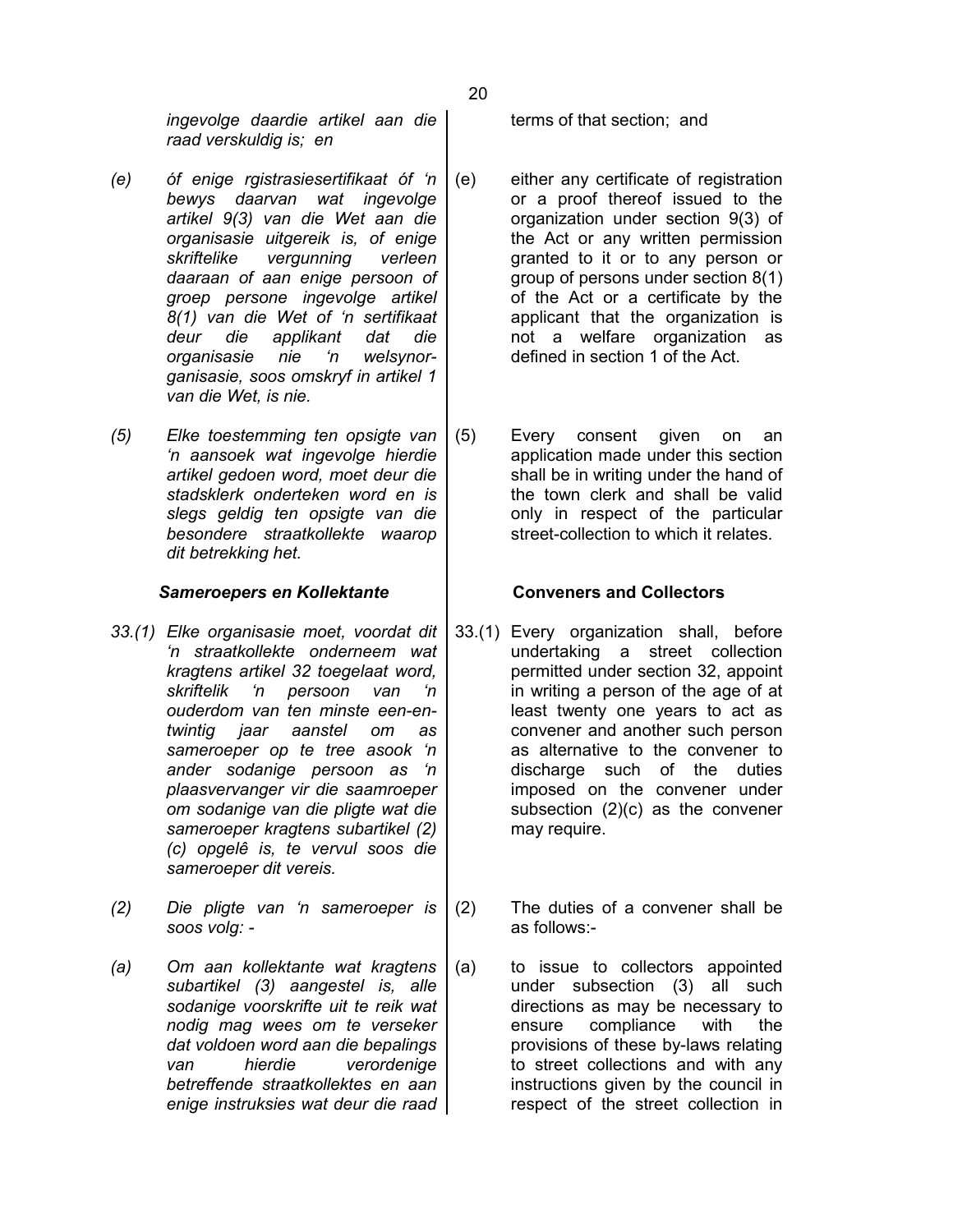*ingevolge daardie artikel aan die raad verskuldig is; en*

*(e) óf enige rgistrasiesertifikaat óf 'n bewys daarvan wat ingevolge artikel 9(3) van die Wet aan die organisasie uitgereik is, of enige skriftelike vergunning verleen daaraan of aan enige persoon of groep persone ingevolge artikel 8(1) van die Wet of 'n sertifikaat deur die applikant dat die organisasie nie 'n welsynorganisasie, soos omskryf in artikel 1 van die Wet, is nie.*

*(5) Elke toestemming ten opsigte van 'n aansoek wat ingevolge hierdie artikel gedoen word, moet deur die stadsklerk onderteken word en is slegs geldig ten opsigte van die besondere straatkollekte waarop dit betrekking het.*

***Sameroepers en Kollektante***

*33.(1) Elke organisasie moet, voordat dit 'n straatkollekte onderneem wat kragtens artikel 32 toegelaat word, skriftelik 'n persoon van 'n ouderdom van ten minste een-en-twintig jaar aanstel om as sameroeper op te tree asook 'n ander sodanige persoon as 'n plaasvervanger vir die saamroeper om sodanige van die pligte wat die sameroeper kragtens subartikel (2) (c) opgelê is, te vervul soos die sameroeper dit vereis.*

*(2) Die pligte van 'n sameroeper is soos volg: -*

*(a) Om aan kollektante wat kragtens subartikel (3) aangestel is, alle sodanige voorskrifte uit te reik wat nodig mag wees om te verseker dat voldoen word aan die bepalings van hierdie verordenige betreffende straatkollektes en aan enige instruksies wat deur die raad*

terms of that section; and

(e) either any certificate of registration or a proof thereof issued to the organization under section 9(3) of the Act or any written permission granted to it or to any person or group of persons under section 8(1) of the Act or a certificate by the applicant that the organization is not a welfare organization as defined in section 1 of the Act.

(5) Every consent given on an application made under this section shall be in writing under the hand of the town clerk and shall be valid only in respect of the particular street-collection to which it relates.

**Conveners and Collectors**

33.(1) Every organization shall, before undertaking a street collection permitted under section 32, appoint in writing a person of the age of at least twenty one years to act as convener and another such person as alternative to the convener to discharge such of the duties imposed on the convener under subsection (2)(c) as the convener may require.

(2) The duties of a convener shall be as follows:-

(a) to issue to collectors appointed under subsection (3) all such directions as may be necessary to ensure compliance with the provisions of these by-laws relating to street collections and with any instructions given by the council in respect of the street collection in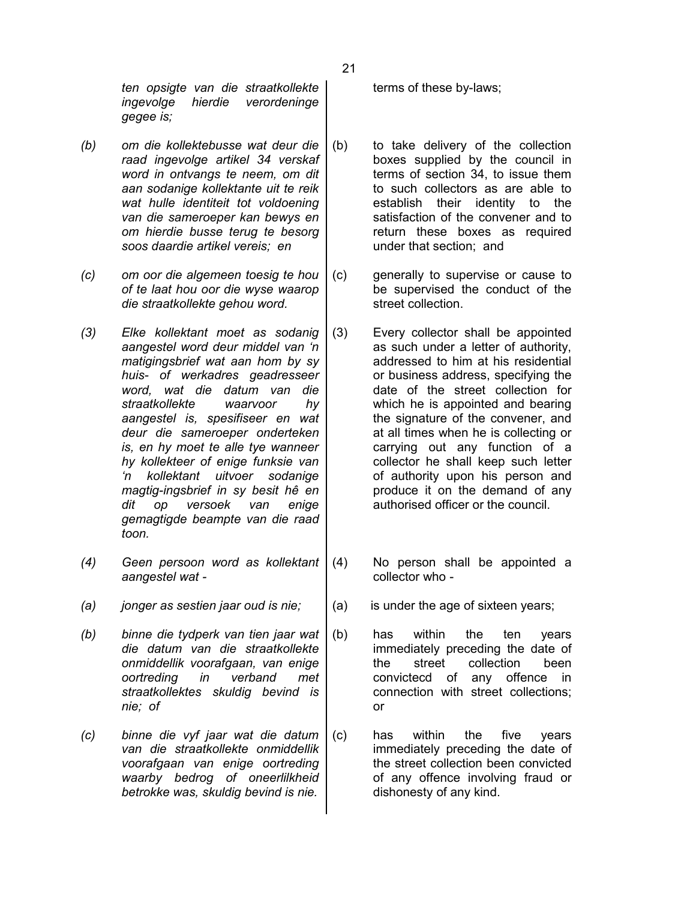| | | | |
|---|---|---|---|
| | *ten opsigte van die straatkollekte ingevolge hierdie verordeninge gegee is;* | | terms of these by-laws; |
| *(b)* | *om die kollektebusse wat deur die raad ingevolge artikel 34 verskaf word in ontvangs te neem, om dit aan sodanige kollektante uit te reik wat hulle identiteit tot voldoening van die sameroeper kan bewys en om hierdie busse terug te besorg soos daardie artikel vereis; en* | (b) | to take delivery of the collection boxes supplied by the council in terms of section 34, to issue them to such collectors as are able to establish their identity to the satisfaction of the convener and to return these boxes as required under that section; and |
| *(c)* | *om oor die algemeen toesig te hou of te laat hou oor die wyse waarop die straatkollekte gehou word.* | (c) | generally to supervise or cause to be supervised the conduct of the street collection. |
| *(3)* | *Elke kollektant moet as sodanig aangestel word deur middel van 'n matigingsbrief wat aan hom by sy huis- of werkadres geadresseer word, wat die datum van die straatkollekte waarvoor hy aangestel is, spesifiseer en wat deur die sameroeper onderteken is, en hy moet te alle tye wanneer hy kollekteer of enige funksie van 'n kollektant uitvoer sodanige magtig-ingsbrief in sy besit hê en dit op versoek van enige gemagtigde beampte van die raad toon.* | (3) | Every collector shall be appointed as such under a letter of authority, addressed to him at his residential or business address, specifying the date of the street collection for which he is appointed and bearing the signature of the convener, and at all times when he is collecting or carrying out any function of a collector he shall keep such letter of authority upon his person and produce it on the demand of any authorised officer or the council. |
| *(4)* | *Geen persoon word as kollektant aangestel wat -* | (4) | No person shall be appointed a collector who - |
| *(a)* | *jonger as sestien jaar oud is nie;* | (a) | is under the age of sixteen years; |
| *(b)* | *binne die tydperk van tien jaar wat die datum van die straatkollekte onmiddellik voorafgaan, van enige oortreding in verband met straatkollektes skuldig bevind is nie; of* | (b) | has within the ten years immediately preceding the date of the street collection been convictecd of any offence in connection with street collections; or |
| *(c)* | *binne die vyf jaar wat die datum van die straatkollekte onmiddellik voorafgaan van enige oortreding waarby bedrog of oneerlilkheid betrokke was, skuldig bevind is nie.* | (c) | has within the five years immediately preceding the date of the street collection been convicted of any offence involving fraud or dishonesty of any kind. |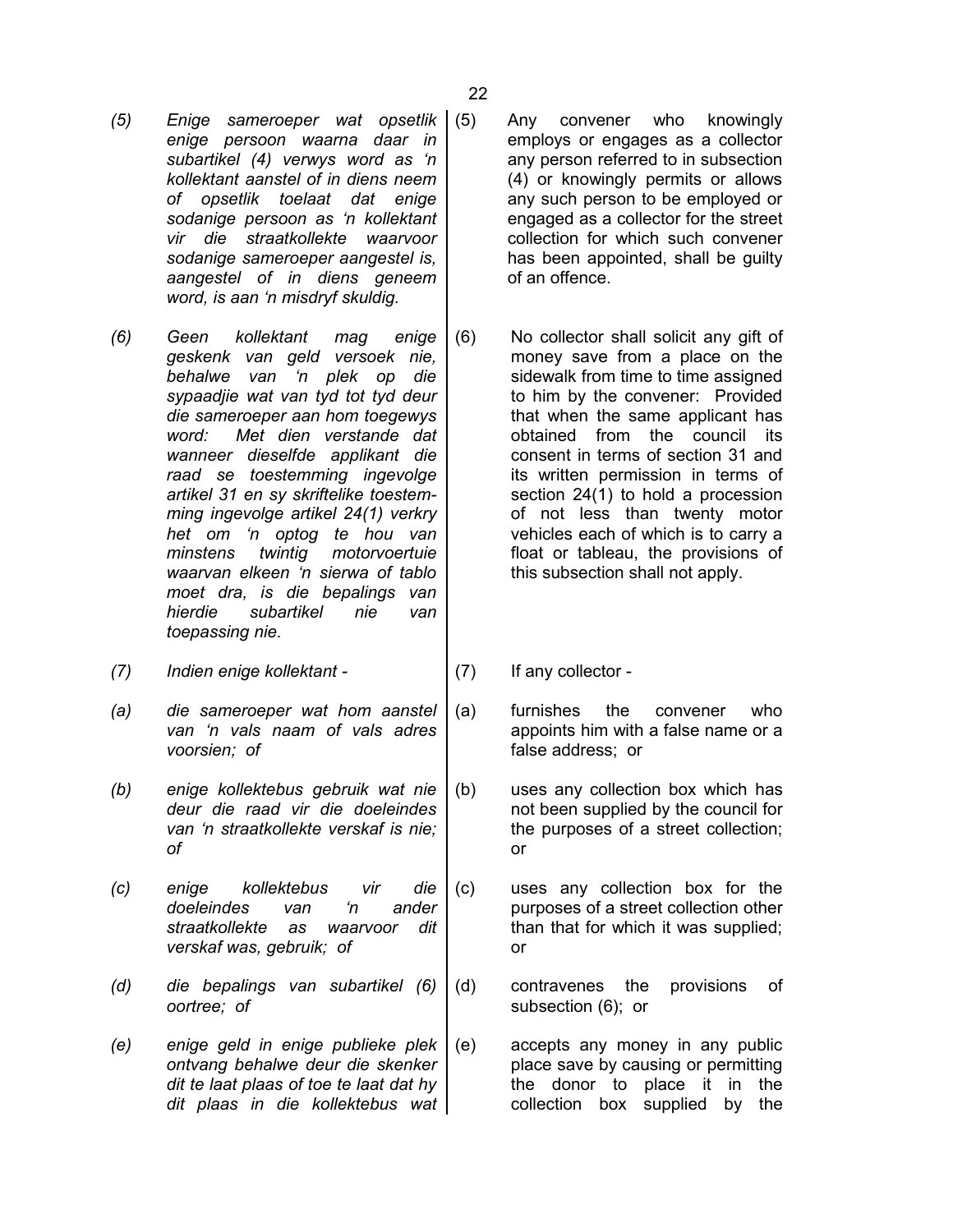*(5) Enige sameroeper wat opsetlik enige persoon waarna daar in subartikel (4) verwys word as 'n kollektant aanstel of in diens neem of opsetlik toelaat dat enige sodanige persoon as 'n kollektant vir die straatkollekte waarvoor sodanige sameroeper aangestel is, aangestel of in diens geneem word, is aan 'n misdryf skuldig.*

*(6) Geen kollektant mag enige geskenk van geld versoek nie, behalwe van 'n plek op die sypaadjie wat van tyd tot tyd deur die sameroeper aan hom toegewys word: Met dien verstande dat wanneer dieselfde applikant die raad se toestemming ingevolge artikel 31 en sy skriftelike toestemming ingevolge artikel 24(1) verkry het om 'n optog te hou van minstens twintig motorvoertuie waarvan elkeen 'n sierwa of tablo moet dra, is die bepalings van hierdie subartikel nie van toepassing nie.*

*(7) Indien enige kollektant -*

*(a) die sameroeper wat hom aanstel van 'n vals naam of vals adres voorsien; of*

*(b) enige kollektebus gebruik wat nie deur die raad vir die doeleindes van 'n straatkollekte verskaf is nie; of*

*(c) enige kollektebus vir die doeleindes van 'n ander straatkollekte as waarvoor dit verskaf was, gebruik; of*

*(d) die bepalings van subartikel (6) oortree; of*

*(e) enige geld in enige publieke plek ontvang behalwe deur die skenker dit te laat plaas of toe te laat dat hy dit plaas in die kollektebus wat*

(5) Any convener who knowingly employs or engages as a collector any person referred to in subsection (4) or knowingly permits or allows any such person to be employed or engaged as a collector for the street collection for which such convener has been appointed, shall be guilty of an offence.

(6) No collector shall solicit any gift of money save from a place on the sidewalk from time to time assigned to him by the convener: Provided that when the same applicant has obtained from the council its consent in terms of section 31 and its written permission in terms of section 24(1) to hold a procession of not less than twenty motor vehicles each of which is to carry a float or tableau, the provisions of this subsection shall not apply.

(7) If any collector -

(a) furnishes the convener who appoints him with a false name or a false address; or

(b) uses any collection box which has not been supplied by the council for the purposes of a street collection; or

(c) uses any collection box for the purposes of a street collection other than that for which it was supplied; or

(d) contravenes the provisions of subsection (6); or

(e) accepts any money in any public place save by causing or permitting the donor to place it in the collection box supplied by the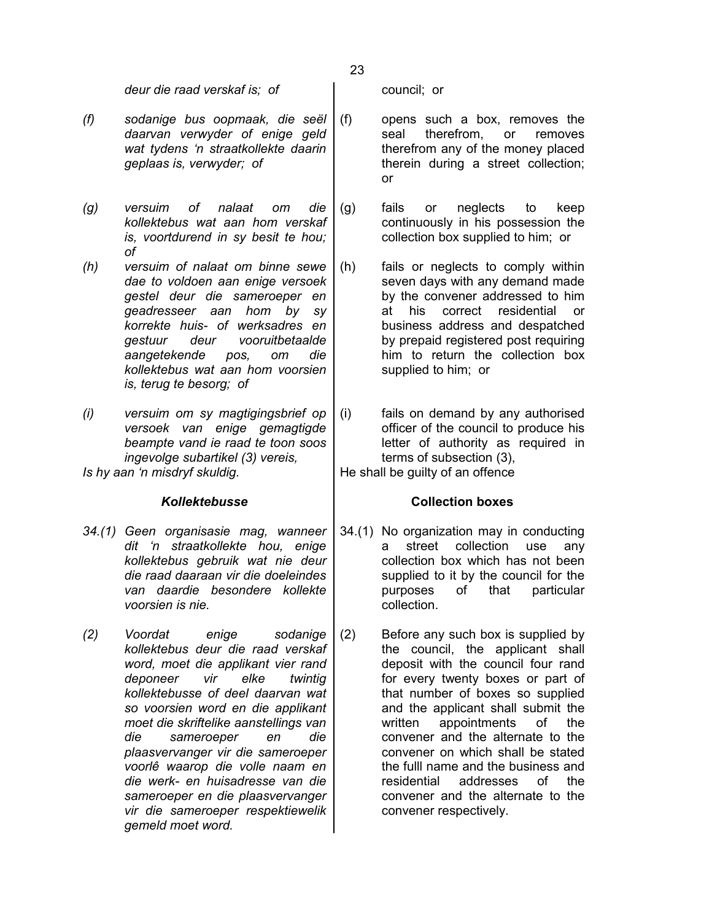*deur die raad verskaf is; of*

*(f) sodanige bus oopmaak, die seël daarvan verwyder of enige geld wat tydens 'n straatkollekte daarin geplaas is, verwyder; of*

*(g) versuim of nalaat om die kollektebus wat aan hom verskaf is, voortdurend in sy besit te hou; of*

*(h) versuim of nalaat om binne sewe dae to voldoen aan enige versoek gestel deur die sameroeper en geadresseer aan hom by sy korrekte huis- of werksadres en gestuur deur vooruitbetaalde aangetekende pos, om die kollektebus wat aan hom voorsien is, terug te besorg; of*

*(i) versuim om sy magtigingsbrief op versoek van enige gemagtigde beampte vand ie raad te toon soos ingevolge subartikel (3) vereis,*

*Is hy aan 'n misdryf skuldig.*

### *Kollektebusse*

*34.(1) Geen organisasie mag, wanneer dit 'n straatkollekte hou, enige kollektebus gebruik wat nie deur die raad daaraan vir die doeleindes van daardie besondere kollekte voorsien is nie.*

*(2) Voordat enige sodanige kollektebus deur die raad verskaf word, moet die applikant vier rand deponeer vir elke twintig kollektebusse of deel daarvan wat so voorsien word en die applikant moet die skriftelike aanstellings van die sameroeper en die plaasvervanger vir die sameroeper voorlê waarop die volle naam en die werk- en huisadresse van die sameroeper en die plaasvervanger vir die sameroeper respektiewelik gemeld moet word.*

council; or

(f) opens such a box, removes the seal therefrom, or removes therefrom any of the money placed therein during a street collection; or

(g) fails or neglects to keep continuously in his possession the collection box supplied to him; or

(h) fails or neglects to comply within seven days with any demand made by the convener addressed to him at his correct residential or business address and despatched by prepaid registered post requiring him to return the collection box supplied to him; or

(i) fails on demand by any authorised officer of the council to produce his letter of authority as required in terms of subsection (3),

He shall be guilty of an offence

### **Collection boxes**

34.(1) No organization may in conducting a street collection use any collection box which has not been supplied to it by the council for the purposes of that particular collection.

(2) Before any such box is supplied by the council, the applicant shall deposit with the council four rand for every twenty boxes or part of that number of boxes so supplied and the applicant shall submit the written appointments of the convener and the alternate to the convener on which shall be stated the fulll name and the business and residential addresses of the convener and the alternate to the convener respectively.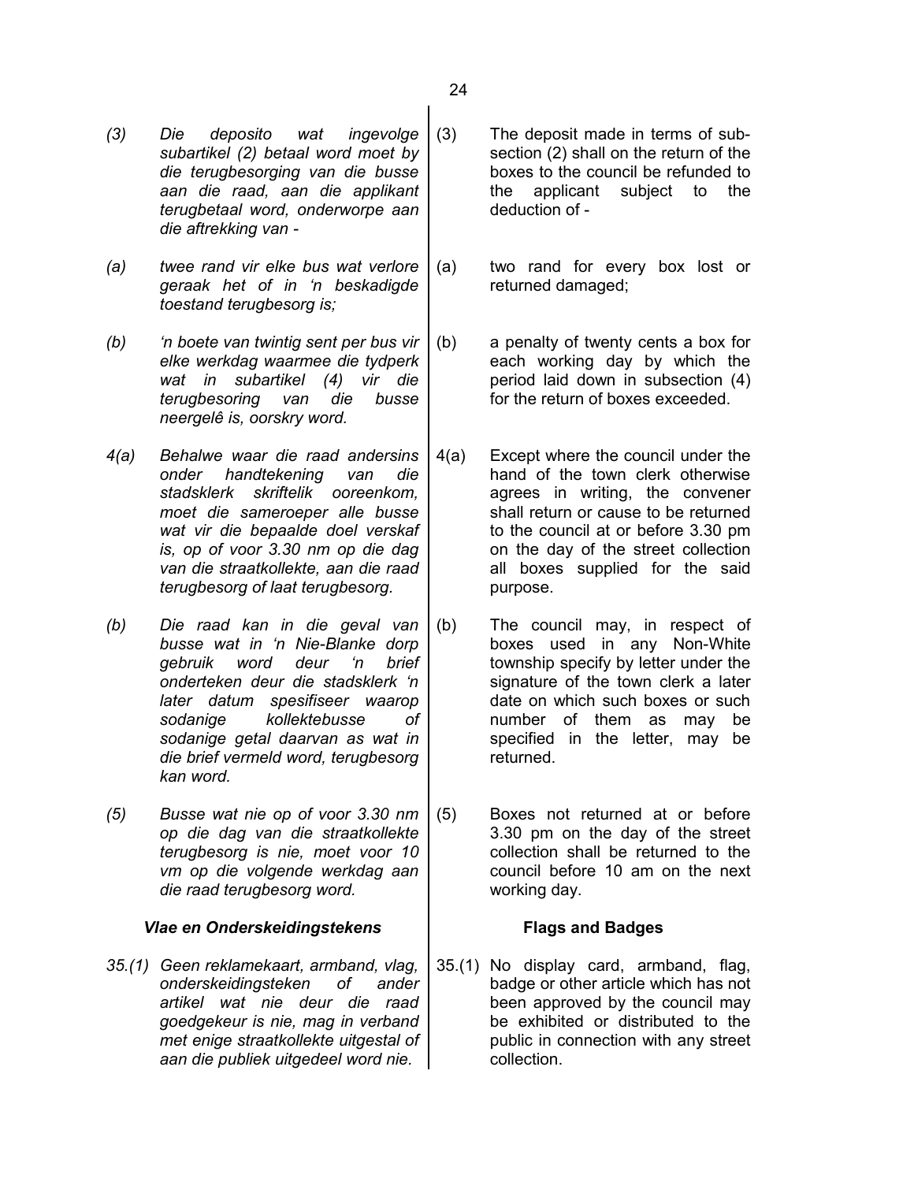*(3) Die deposito wat ingevolge subartikel (2) betaal word moet by die terugbesorging van die busse aan die raad, aan die applikant terugbetaal word, onderworpe aan die aftrekking van -*

*(a) twee rand vir elke bus wat verlore geraak het of in 'n beskadigde toestand terugbesorg is;*

*(b) 'n boete van twintig sent per bus vir elke werkdag waarmee die tydperk wat in subartikel (4) vir die terugbesoring van die busse neergelê is, oorskry word.*

*4(a) Behalwe waar die raad andersins onder handtekening van die stadsklerk skriftelik ooreenkom, moet die sameroeper alle busse wat vir die bepaalde doel verskaf is, op of voor 3.30 nm op die dag van die straatkollekte, aan die raad terugbesorg of laat terugbesorg.*

*(b) Die raad kan in die geval van busse wat in 'n Nie-Blanke dorp gebruik word deur 'n brief onderteken deur die stadsklerk 'n later datum spesifiseer waarop sodanige kollektebusse of sodanige getal daarvan as wat in die brief vermeld word, terugbesorg kan word.*

*(5) Busse wat nie op of voor 3.30 nm op die dag van die straatkollekte terugbesorg is nie, moet voor 10 vm op die volgende werkdag aan die raad terugbesorg word.*

***Vlae en Onderskeidingstekens***

*35.(1) Geen reklamekaart, armband, vlag, onderskeidingsteken of ander artikel wat nie deur die raad goedgekeur is nie, mag in verband met enige straatkollekte uitgestal of aan die publiek uitgedeel word nie.*

(3) The deposit made in terms of sub-section (2) shall on the return of the boxes to the council be refunded to the applicant subject to the deduction of -

(a) two rand for every box lost or returned damaged;

(b) a penalty of twenty cents a box for each working day by which the period laid down in subsection (4) for the return of boxes exceeded.

4(a) Except where the council under the hand of the town clerk otherwise agrees in writing, the convener shall return or cause to be returned to the council at or before 3.30 pm on the day of the street collection all boxes supplied for the said purpose.

(b) The council may, in respect of boxes used in any Non-White township specify by letter under the signature of the town clerk a later date on which such boxes or such number of them as may be specified in the letter, may be returned.

(5) Boxes not returned at or before 3.30 pm on the day of the street collection shall be returned to the council before 10 am on the next working day.

**Flags and Badges**

35.(1) No display card, armband, flag, badge or other article which has not been approved by the council may be exhibited or distributed to the public in connection with any street collection.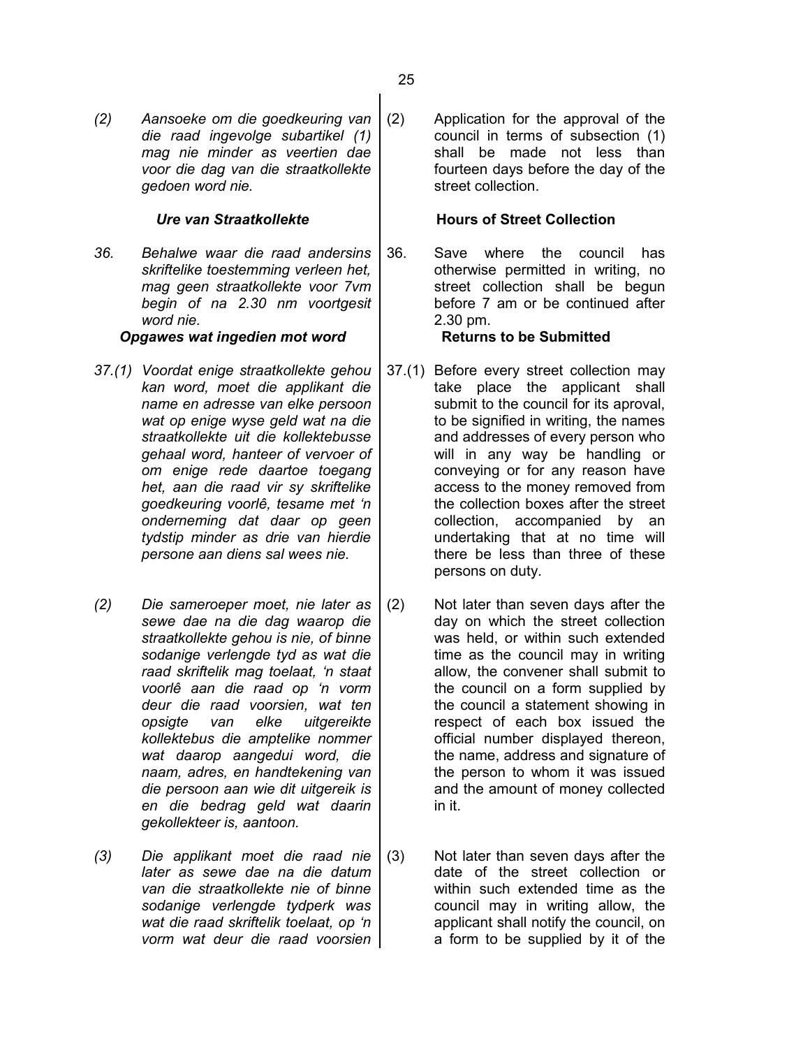*(2) Aansoeke om die goedkeuring van die raad ingevolge subartikel (1) mag nie minder as veertien dae voor die dag van die straatkollekte gedoen word nie.*

(2) Application for the approval of the council in terms of subsection (1) shall be made not less than fourteen days before the day of the street collection.

***Ure van Straatkollekte***

*36. Behalwe waar die raad andersins skriftelike toestemming verleen het, mag geen straatkollekte voor 7vm begin of na 2.30 nm voortgesit word nie.*

**Hours of Street Collection**

36. Save where the council has otherwise permitted in writing, no street collection shall be begun before 7 am or be continued after 2.30 pm.

***Opgawes wat ingedien mot word***

*37.(1) Voordat enige straatkollekte gehou kan word, moet die applikant die name en adresse van elke persoon wat op enige wyse geld wat na die straatkollekte uit die kollektebusse gehaal word, hanteer of vervoer of om enige rede daartoe toegang het, aan die raad vir sy skriftelike goedkeuring voorlê, tesame met 'n onderneming dat daar op geen tydstip minder as drie van hierdie persone aan diens sal wees nie.*

*(2) Die sameroeper moet, nie later as sewe dae na die dag waarop die straatkollekte gehou is nie, of binne sodanige verlengde tyd as wat die raad skriftelik mag toelaat, 'n staat voorlê aan die raad op 'n vorm deur die raad voorsien, wat ten opsigte van elke uitgereikte kollektebus die amptelike nommer wat daarop aangedui word, die naam, adres, en handtekening van die persoon aan wie dit uitgereik is en die bedrag geld wat daarin gekollekteer is, aantoon.*

*(3) Die applikant moet die raad nie later as sewe dae na die datum van die straatkollekte nie of binne sodanige verlengde tydperk was wat die raad skriftelik toelaat, op 'n vorm wat deur die raad voorsien*

**Returns to be Submitted**

37.(1) Before every street collection may take place the applicant shall submit to the council for its aproval, to be signified in writing, the names and addresses of every person who will in any way be handling or conveying or for any reason have access to the money removed from the collection boxes after the street collection, accompanied by an undertaking that at no time will there be less than three of these persons on duty.

(2) Not later than seven days after the day on which the street collection was held, or within such extended time as the council may in writing allow, the convener shall submit to the council on a form supplied by the council a statement showing in respect of each box issued the official number displayed thereon, the name, address and signature of the person to whom it was issued and the amount of money collected in it.

(3) Not later than seven days after the date of the street collection or within such extended time as the council may in writing allow, the applicant shall notify the council, on a form to be supplied by it of the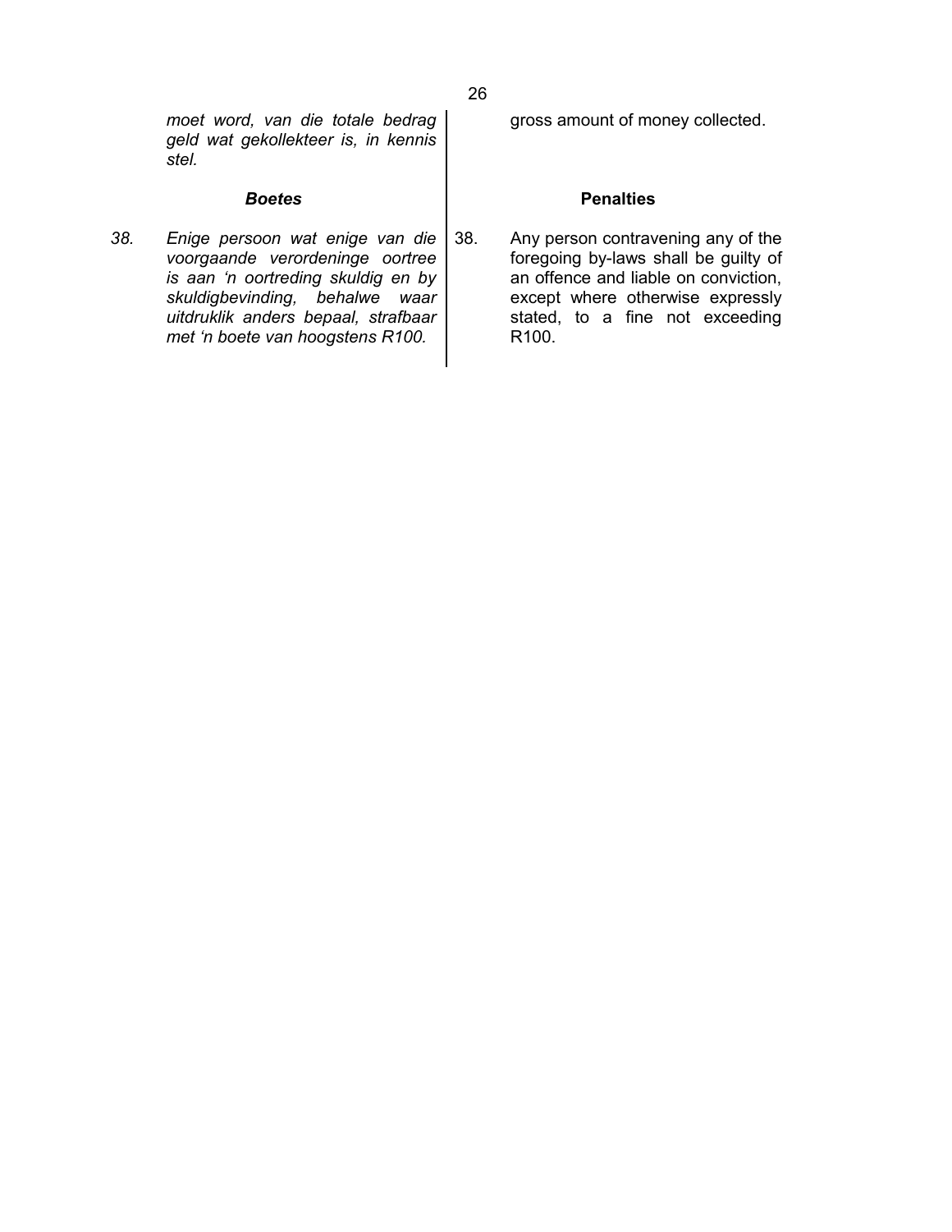*moet word, van die totale bedrag geld wat gekollekteer is, in kennis stel.*

gross amount of money collected.

***Boetes***

*38. Enige persoon wat enige van die voorgaande verordeninge oortree is aan 'n oortreding skuldig en by skuldigbevinding, behalwe waar uitdruklik anders bepaal, strafbaar met 'n boete van hoogstens R100.*

**Penalties**

38. Any person contravening any of the foregoing by-laws shall be guilty of an offence and liable on conviction, except where otherwise expressly stated, to a fine not exceeding R100.